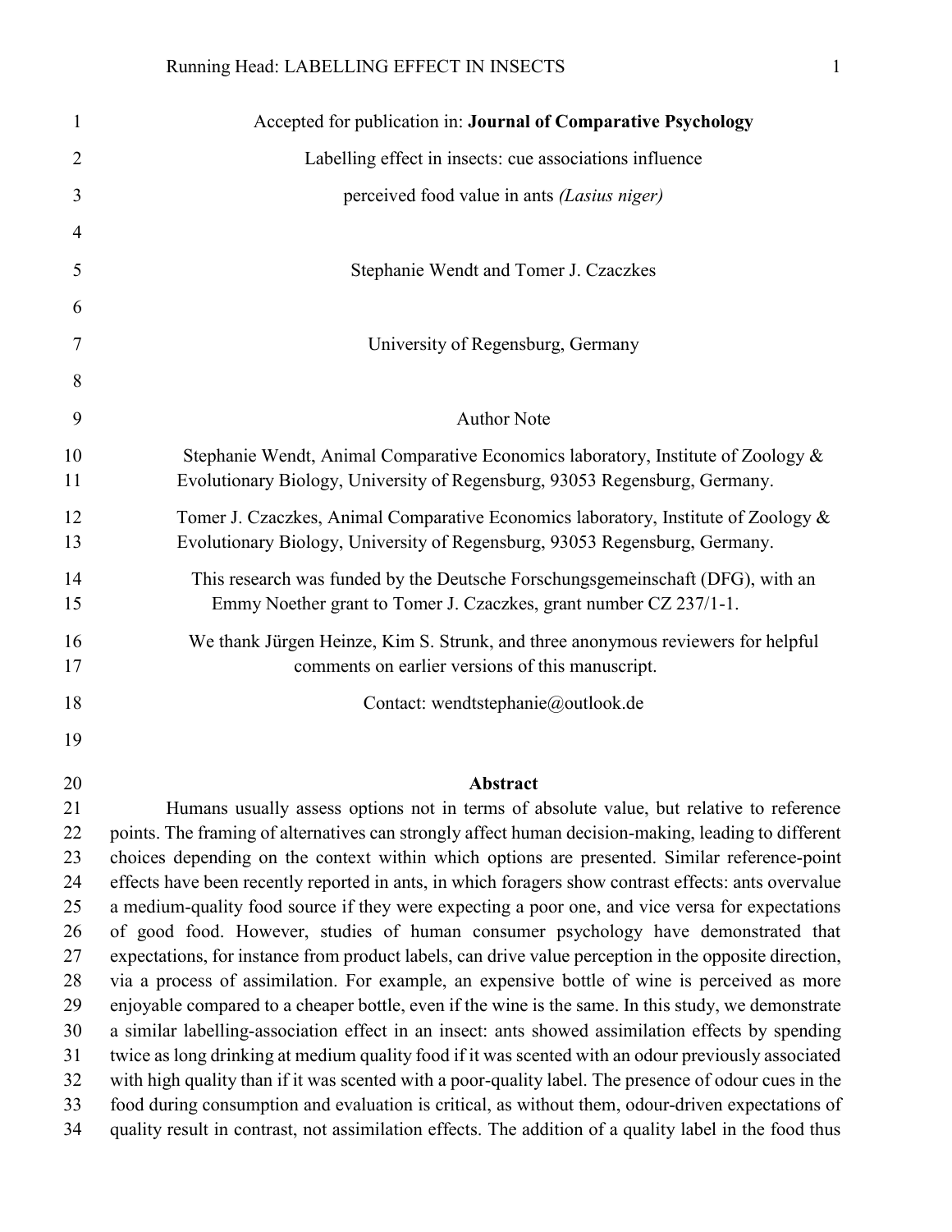Accepted for publication in: **Journal of Comparative Psychology**

# Labelling effect in insects: cue associations influence perceived food value in ants *(Lasius niger)*

Stephanie Wendt and Tomer J. Czaczkes

University of Regensburg, Germany

Author Note

Stephanie Wendt, Animal Comparative Economics laboratory, Institute of Zoology & Evolutionary Biology, University of Regensburg, 93053 Regensburg, Germany.

Tomer J. Czaczkes, Animal Comparative Economics laboratory, Institute of Zoology & Evolutionary Biology, University of Regensburg, 93053 Regensburg, Germany.

This research was funded by the Deutsche Forschungsgemeinschaft (DFG), with an Emmy Noether grant to Tomer J. Czaczkes, grant number CZ 237/1-1.

We thank Jürgen Heinze, Kim S. Strunk, and three anonymous reviewers for helpful comments on earlier versions of this manuscript.

Contact: wendtstephanie@outlook.de

## Abstract

Humans usually assess options not in terms of absolute value, but relative to reference points. The framing of alternatives can strongly affect human decision-making, leading to different choices depending on the context within which options are presented. Similar reference-point effects have been recently reported in ants, in which foragers show contrast effects: ants overvalue a medium-quality food source if they were expecting a poor one, and vice versa for expectations of good food. However, studies of human consumer psychology have demonstrated that expectations, for instance from product labels, can drive value perception in the opposite direction, via a process of assimilation. For example, an expensive bottle of wine is perceived as more enjoyable compared to a cheaper bottle, even if the wine is the same. In this study, we demonstrate a similar labelling-association effect in an insect: ants showed assimilation effects by spending twice as long drinking at medium quality food if it was scented with an odour previously associated with high quality than if it was scented with a poor-quality label. The presence of odour cues in the food during consumption and evaluation is critical, as without them, odour-driven expectations of quality result in contrast, not assimilation effects. The addition of a quality label in the food thus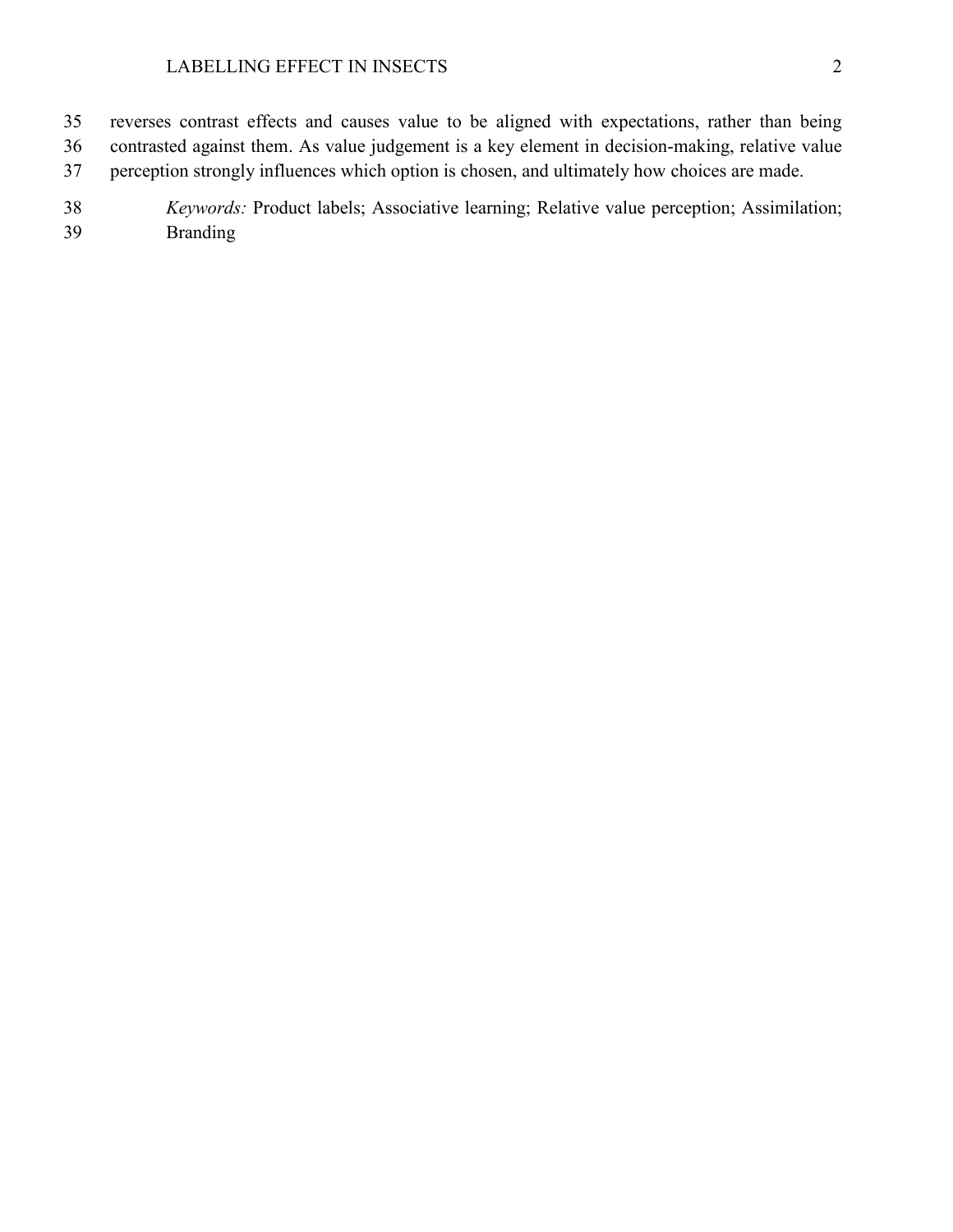reverses contrast effects and causes value to be aligned with expectations, rather than being contrasted against them. As value judgement is a key element in decision-making, relative value perception strongly influences which option is chosen, and ultimately how choices are made.

*Keywords:* Product labels; Associative learning; Relative value perception; Assimilation; Branding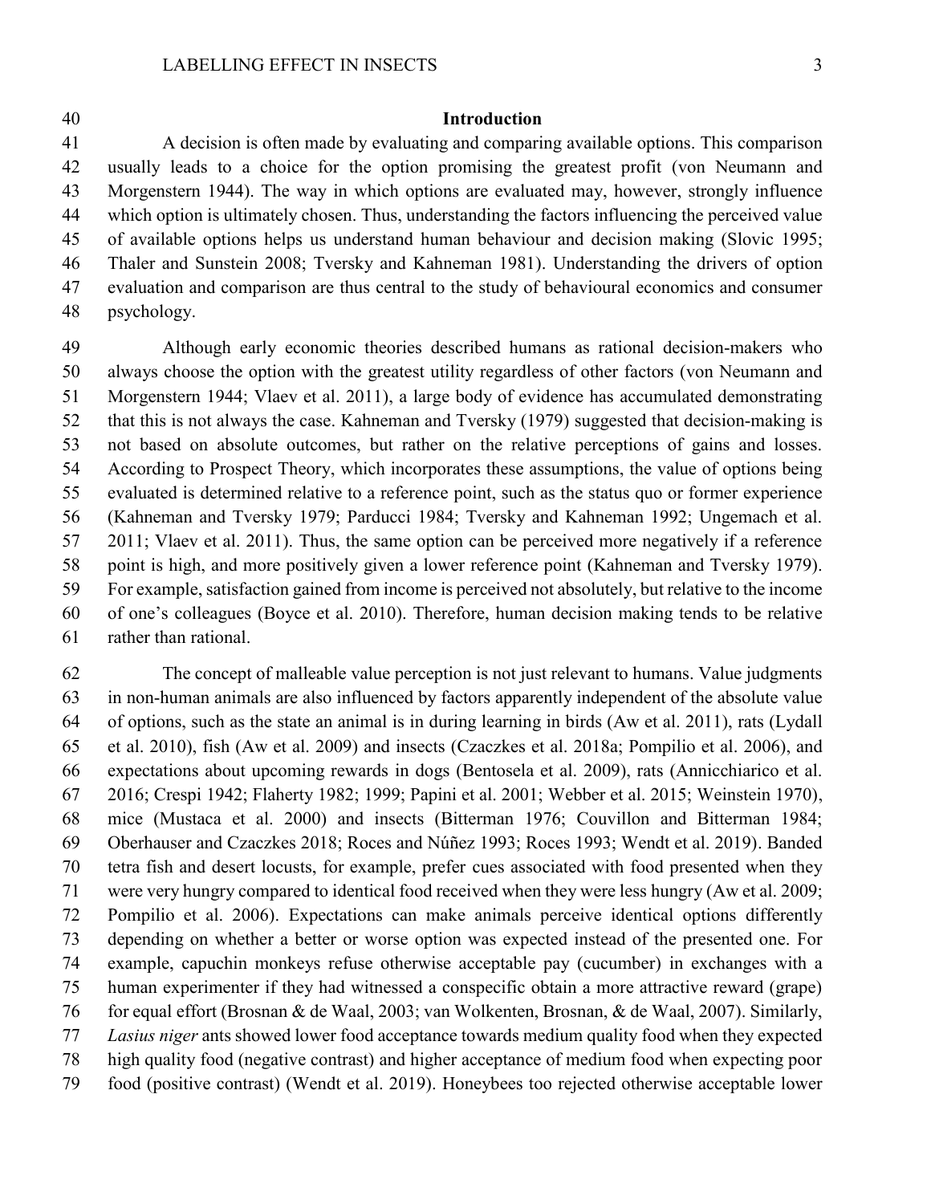## Introduction

A decision is often made by evaluating and comparing available options. This comparison usually leads to a choice for the option promising the greatest profit (von Neumann and Morgenstern 1944). The way in which options are evaluated may, however, strongly influence which option is ultimately chosen. Thus, understanding the factors influencing the perceived value of available options helps us understand human behaviour and decision making (Slovic 1995; Thaler and Sunstein 2008; Tversky and Kahneman 1981). Understanding the drivers of option evaluation and comparison are thus central to the study of behavioural economics and consumer psychology.

Although early economic theories described humans as rational decision-makers who always choose the option with the greatest utility regardless of other factors (von Neumann and Morgenstern 1944; Vlaev et al. 2011), a large body of evidence has accumulated demonstrating that this is not always the case. Kahneman and Tversky (1979) suggested that decision-making is not based on absolute outcomes, but rather on the relative perceptions of gains and losses. According to Prospect Theory, which incorporates these assumptions, the value of options being evaluated is determined relative to a reference point, such as the status quo or former experience (Kahneman and Tversky 1979; Parducci 1984; Tversky and Kahneman 1992; Ungemach et al. 2011; Vlaev et al. 2011). Thus, the same option can be perceived more negatively if a reference point is high, and more positively given a lower reference point (Kahneman and Tversky 1979). For example, satisfaction gained from income is perceived not absolutely, but relative to the income of one's colleagues (Boyce et al. 2010). Therefore, human decision making tends to be relative rather than rational.

The concept of malleable value perception is not just relevant to humans. Value judgments in non-human animals are also influenced by factors apparently independent of the absolute value of options, such as the state an animal is in during learning in birds (Aw et al. 2011), rats (Lydall et al. 2010), fish (Aw et al. 2009) and insects (Czaczkes et al. 2018a; Pompilio et al. 2006), and expectations about upcoming rewards in dogs (Bentosela et al. 2009), rats (Annicchiarico et al. 2016; Crespi 1942; Flaherty 1982; 1999; Papini et al. 2001; Webber et al. 2015; Weinstein 1970), mice (Mustaca et al. 2000) and insects (Bitterman 1976; Couvillon and Bitterman 1984; Oberhauser and Czaczkes 2018; Roces and Núñez 1993; Roces 1993; Wendt et al. 2019). Banded tetra fish and desert locusts, for example, prefer cues associated with food presented when they were very hungry compared to identical food received when they were less hungry (Aw et al. 2009; Pompilio et al. 2006). Expectations can make animals perceive identical options differently depending on whether a better or worse option was expected instead of the presented one. For example, capuchin monkeys refuse otherwise acceptable pay (cucumber) in exchanges with a human experimenter if they had witnessed a conspecific obtain a more attractive reward (grape) for equal effort (Brosnan & de Waal, 2003; van Wolkenten, Brosnan, & de Waal, 2007). Similarly, *Lasius niger* ants showed lower food acceptance towards medium quality food when they expected high quality food (negative contrast) and higher acceptance of medium food when expecting poor food (positive contrast) (Wendt et al. 2019). Honeybees too rejected otherwise acceptable lower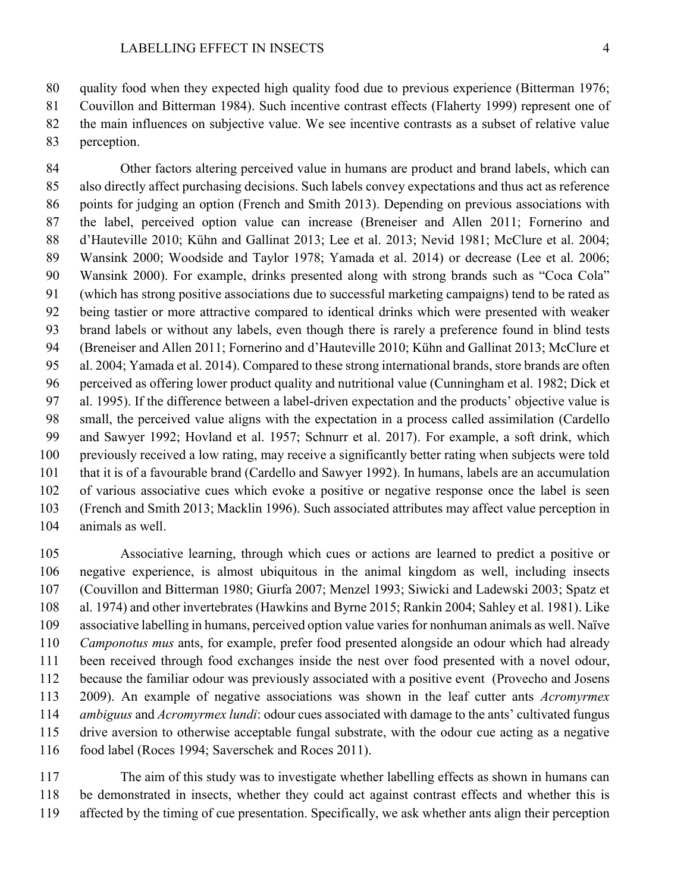quality food when they expected high quality food due to previous experience (Bitterman 1976; Couvillon and Bitterman 1984). Such incentive contrast effects (Flaherty 1999) represent one of the main influences on subjective value. We see incentive contrasts as a subset of relative value perception.

Other factors altering perceived value in humans are product and brand labels, which can also directly affect purchasing decisions. Such labels convey expectations and thus act as reference points for judging an option (French and Smith 2013). Depending on previous associations with the label, perceived option value can increase (Breneiser and Allen 2011; Fornerino and d'Hauteville 2010; Kühn and Gallinat 2013; Lee et al. 2013; Nevid 1981; McClure et al. 2004; Wansink 2000; Woodside and Taylor 1978; Yamada et al. 2014) or decrease (Lee et al. 2006; Wansink 2000). For example, drinks presented along with strong brands such as "Coca Cola" (which has strong positive associations due to successful marketing campaigns) tend to be rated as being tastier or more attractive compared to identical drinks which were presented with weaker brand labels or without any labels, even though there is rarely a preference found in blind tests (Breneiser and Allen 2011; Fornerino and d'Hauteville 2010; Kühn and Gallinat 2013; McClure et al. 2004; Yamada et al. 2014). Compared to these strong international brands, store brands are often perceived as offering lower product quality and nutritional value (Cunningham et al. 1982; Dick et al. 1995). If the difference between a label-driven expectation and the products' objective value is small, the perceived value aligns with the expectation in a process called assimilation (Cardello and Sawyer 1992; Hovland et al. 1957; Schnurr et al. 2017). For example, a soft drink, which previously received a low rating, may receive a significantly better rating when subjects were told that it is of a favourable brand (Cardello and Sawyer 1992). In humans, labels are an accumulation of various associative cues which evoke a positive or negative response once the label is seen (French and Smith 2013; Macklin 1996). Such associated attributes may affect value perception in animals as well.

Associative learning, through which cues or actions are learned to predict a positive or negative experience, is almost ubiquitous in the animal kingdom as well, including insects (Couvillon and Bitterman 1980; Giurfa 2007; Menzel 1993; Siwicki and Ladewski 2003; Spatz et al. 1974) and other invertebrates (Hawkins and Byrne 2015; Rankin 2004; Sahley et al. 1981). Like associative labelling in humans, perceived option value varies for nonhuman animals as well. Naïve *Camponotus mus* ants, for example, prefer food presented alongside an odour which had already been received through food exchanges inside the nest over food presented with a novel odour, because the familiar odour was previously associated with a positive event (Provecho and Josens 2009). An example of negative associations was shown in the leaf cutter ants *Acromyrmex ambiguus* and *Acromyrmex lundi*: odour cues associated with damage to the ants' cultivated fungus drive aversion to otherwise acceptable fungal substrate, with the odour cue acting as a negative food label (Roces 1994; Saverschek and Roces 2011).

The aim of this study was to investigate whether labelling effects as shown in humans can be demonstrated in insects, whether they could act against contrast effects and whether this is affected by the timing of cue presentation. Specifically, we ask whether ants align their perception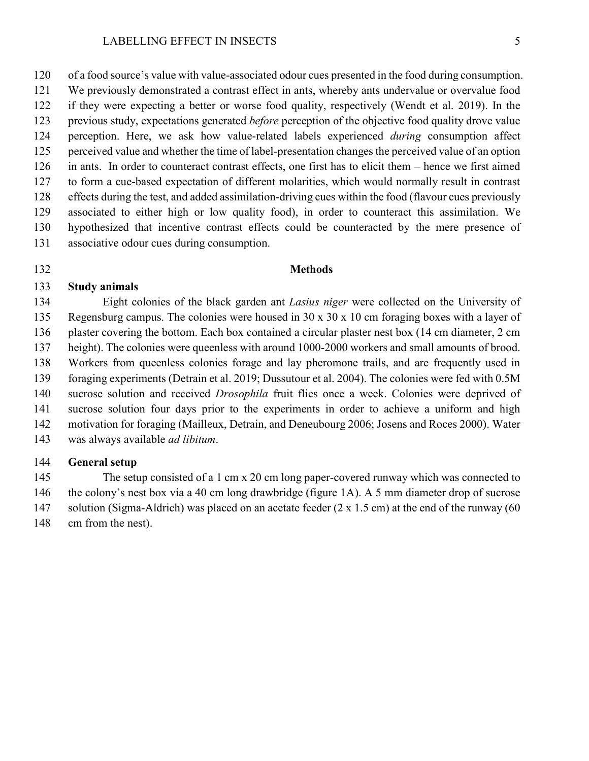of a food source's value with value-associated odour cues presented in the food during consumption. We previously demonstrated a contrast effect in ants, whereby ants undervalue or overvalue food if they were expecting a better or worse food quality, respectively (Wendt et al. 2019). In the previous study, expectations generated *before* perception of the objective food quality drove value perception. Here, we ask how value-related labels experienced *during* consumption affect perceived value and whether the time of label-presentation changes the perceived value of an option in ants. In order to counteract contrast effects, one first has to elicit them – hence we first aimed to form a cue-based expectation of different molarities, which would normally result in contrast effects during the test, and added assimilation-driving cues within the food (flavour cues previously associated to either high or low quality food), in order to counteract this assimilation. We hypothesized that incentive contrast effects could be counteracted by the mere presence of associative odour cues during consumption.

## Methods

### Study animals

Eight colonies of the black garden ant *Lasius niger* were collected on the University of Regensburg campus. The colonies were housed in 30 x 30 x 10 cm foraging boxes with a layer of plaster covering the bottom. Each box contained a circular plaster nest box (14 cm diameter, 2 cm height). The colonies were queenless with around 1000-2000 workers and small amounts of brood. Workers from queenless colonies forage and lay pheromone trails, and are frequently used in foraging experiments (Detrain et al. 2019; Dussutour et al. 2004). The colonies were fed with 0.5M sucrose solution and received *Drosophila* fruit flies once a week. Colonies were deprived of sucrose solution four days prior to the experiments in order to achieve a uniform and high motivation for foraging (Mailleux, Detrain, and Deneubourg 2006; Josens and Roces 2000). Water was always available *ad libitum*.

### General setup

The setup consisted of a 1 cm x 20 cm long paper-covered runway which was connected to the colony's nest box via a 40 cm long drawbridge (figure 1A). A 5 mm diameter drop of sucrose solution (Sigma-Aldrich) was placed on an acetate feeder (2 x 1.5 cm) at the end of the runway (60 cm from the nest).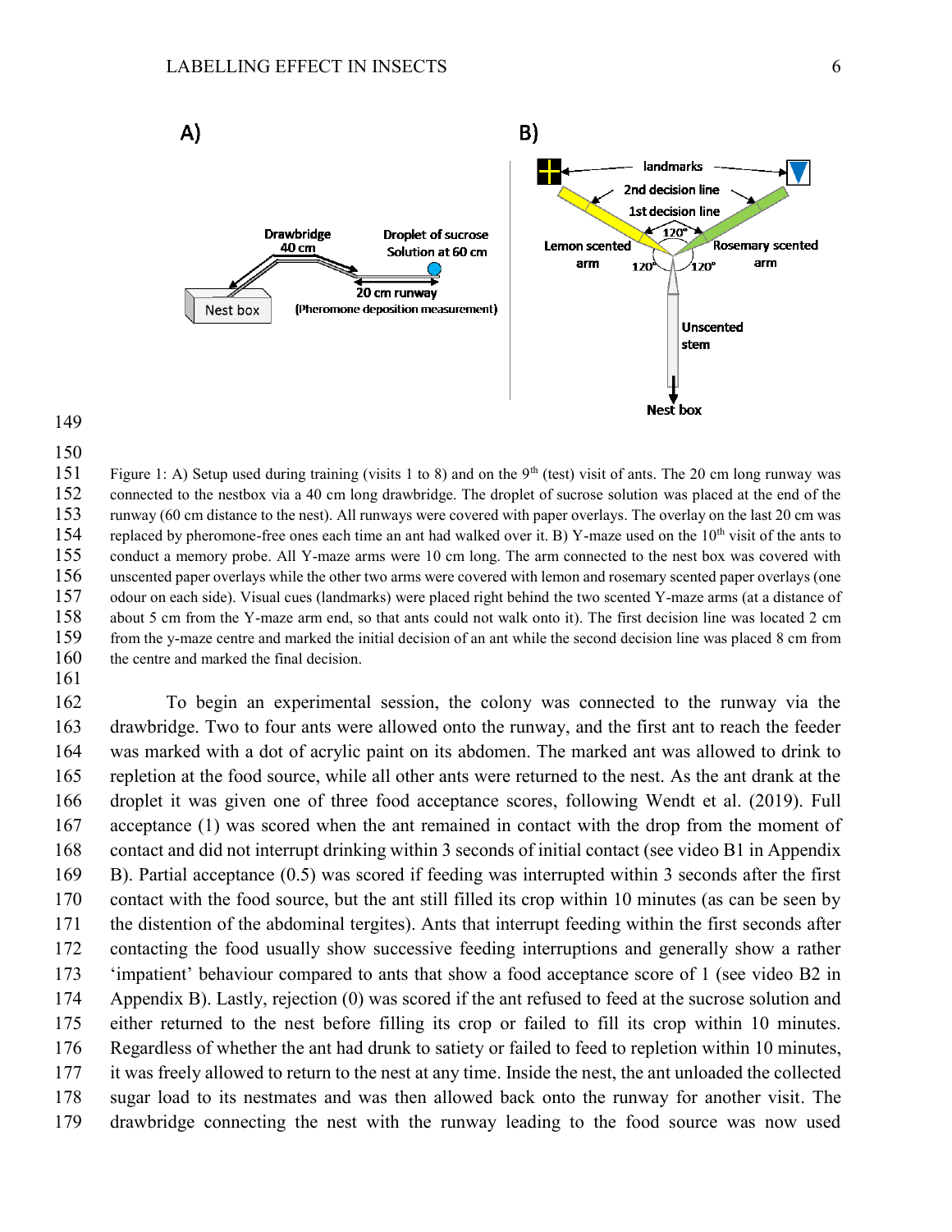Figure 1: A) Setup used during training (visits 1 to 8) and on the 9th (test) visit of ants. The 20 cm long runway was connected to the nestbox via a 40 cm long drawbridge. The droplet of sucrose solution was placed at the end of the runway (60 cm distance to the nest). All runways were covered with paper overlays. The overlay on the last 20 cm was replaced by pheromone-free ones each time an ant had walked over it. B) Y-maze used on the 10th visit of the ants to conduct a memory probe. All Y-maze arms were 10 cm long. The arm connected to the nest box was covered with unscented paper overlays while the other two arms were covered with lemon and rosemary scented paper overlays (one odour on each side). Visual cues (landmarks) were placed right behind the two scented Y-maze arms (at a distance of about 5 cm from the Y-maze arm end, so that ants could not walk onto it). The first decision line was located 2 cm from the y-maze centre and marked the initial decision of an ant while the second decision line was placed 8 cm from the centre and marked the final decision.

To begin an experimental session, the colony was connected to the runway via the drawbridge. Two to four ants were allowed onto the runway, and the first ant to reach the feeder was marked with a dot of acrylic paint on its abdomen. The marked ant was allowed to drink to repletion at the food source, while all other ants were returned to the nest. As the ant drank at the droplet it was given one of three food acceptance scores, following Wendt et al. (2019). Full acceptance (1) was scored when the ant remained in contact with the drop from the moment of contact and did not interrupt drinking within 3 seconds of initial contact (see video B1 in Appendix B). Partial acceptance (0.5) was scored if feeding was interrupted within 3 seconds after the first contact with the food source, but the ant still filled its crop within 10 minutes (as can be seen by the distention of the abdominal tergites). Ants that interrupt feeding within the first seconds after contacting the food usually show successive feeding interruptions and generally show a rather 'impatient' behaviour compared to ants that show a food acceptance score of 1 (see video B2 in Appendix B). Lastly, rejection (0) was scored if the ant refused to feed at the sucrose solution and either returned to the nest before filling its crop or failed to fill its crop within 10 minutes. Regardless of whether the ant had drunk to satiety or failed to feed to repletion within 10 minutes, it was freely allowed to return to the nest at any time. Inside the nest, the ant unloaded the collected sugar load to its nestmates and was then allowed back onto the runway for another visit. The drawbridge connecting the nest with the runway leading to the food source was now used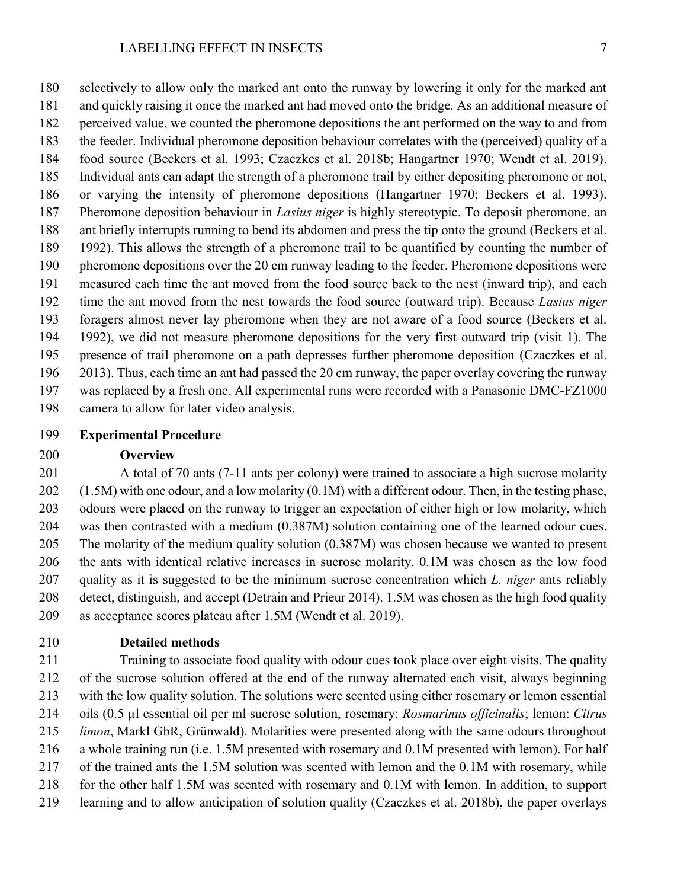selectively to allow only the marked ant onto the runway by lowering it only for the marked ant and quickly raising it once the marked ant had moved onto the bridge. As an additional measure of perceived value, we counted the pheromone depositions the ant performed on the way to and from the feeder. Individual pheromone deposition behaviour correlates with the (perceived) quality of a food source (Beckers et al. 1993; Czaczkes et al. 2018b; Hangartner 1970; Wendt et al. 2019). Individual ants can adapt the strength of a pheromone trail by either depositing pheromone or not, or varying the intensity of pheromone depositions (Hangartner 1970; Beckers et al. 1993). Pheromone deposition behaviour in *Lasius niger* is highly stereotypic. To deposit pheromone, an ant briefly interrupts running to bend its abdomen and press the tip onto the ground (Beckers et al. 1992). This allows the strength of a pheromone trail to be quantified by counting the number of pheromone depositions over the 20 cm runway leading to the feeder. Pheromone depositions were measured each time the ant moved from the food source back to the nest (inward trip), and each time the ant moved from the nest towards the food source (outward trip). Because *Lasius niger* foragers almost never lay pheromone when they are not aware of a food source (Beckers et al. 1992), we did not measure pheromone depositions for the very first outward trip (visit 1). The presence of trail pheromone on a path depresses further pheromone deposition (Czaczkes et al. 2013). Thus, each time an ant had passed the 20 cm runway, the paper overlay covering the runway was replaced by a fresh one. All experimental runs were recorded with a Panasonic DMC-FZ1000 camera to allow for later video analysis.

## Experimental Procedure

### Overview

A total of 70 ants (7-11 ants per colony) were trained to associate a high sucrose molarity (1.5M) with one odour, and a low molarity (0.1M) with a different odour. Then, in the testing phase, odours were placed on the runway to trigger an expectation of either high or low molarity, which was then contrasted with a medium (0.387M) solution containing one of the learned odour cues. The molarity of the medium quality solution (0.387M) was chosen because we wanted to present the ants with identical relative increases in sucrose molarity. 0.1M was chosen as the low food quality as it is suggested to be the minimum sucrose concentration which *L. niger* ants reliably detect, distinguish, and accept (Detrain and Prieur 2014). 1.5M was chosen as the high food quality as acceptance scores plateau after 1.5M (Wendt et al. 2019).

### Detailed methods

Training to associate food quality with odour cues took place over eight visits. The quality of the sucrose solution offered at the end of the runway alternated each visit, always beginning with the low quality solution. The solutions were scented using either rosemary or lemon essential oils (0.5 µl essential oil per ml sucrose solution, rosemary: *Rosmarinus officinalis*; lemon: *Citrus limon*, Markl GbR, Grünwald). Molarities were presented along with the same odours throughout a whole training run (i.e. 1.5M presented with rosemary and 0.1M presented with lemon). For half of the trained ants the 1.5M solution was scented with lemon and the 0.1M with rosemary, while for the other half 1.5M was scented with rosemary and 0.1M with lemon. In addition, to support learning and to allow anticipation of solution quality (Czaczkes et al. 2018b), the paper overlays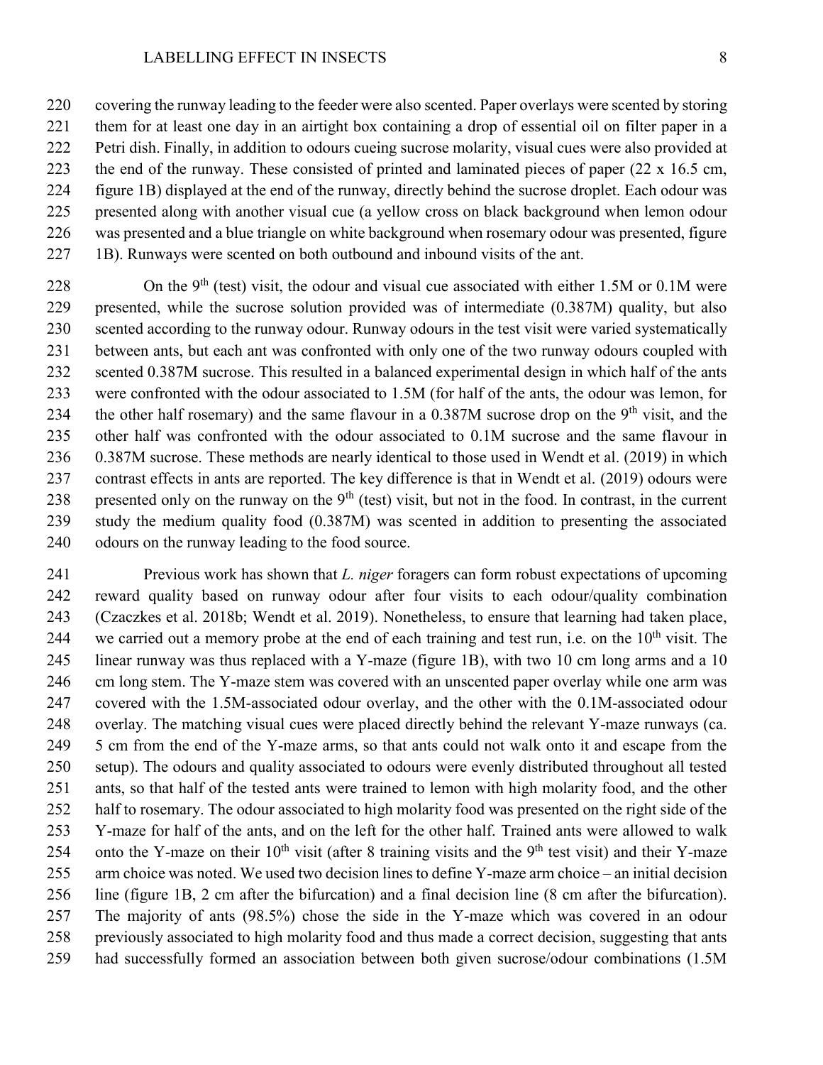covering the runway leading to the feeder were also scented. Paper overlays were scented by storing them for at least one day in an airtight box containing a drop of essential oil on filter paper in a Petri dish. Finally, in addition to odours cueing sucrose molarity, visual cues were also provided at the end of the runway. These consisted of printed and laminated pieces of paper (22 x 16.5 cm, figure 1B) displayed at the end of the runway, directly behind the sucrose droplet. Each odour was presented along with another visual cue (a yellow cross on black background when lemon odour was presented and a blue triangle on white background when rosemary odour was presented, figure 1B). Runways were scented on both outbound and inbound visits of the ant.

On the 9th (test) visit, the odour and visual cue associated with either 1.5M or 0.1M were presented, while the sucrose solution provided was of intermediate (0.387M) quality, but also scented according to the runway odour. Runway odours in the test visit were varied systematically between ants, but each ant was confronted with only one of the two runway odours coupled with scented 0.387M sucrose. This resulted in a balanced experimental design in which half of the ants were confronted with the odour associated to 1.5M (for half of the ants, the odour was lemon, for the other half rosemary) and the same flavour in a 0.387M sucrose drop on the 9th visit, and the other half was confronted with the odour associated to 0.1M sucrose and the same flavour in 0.387M sucrose. These methods are nearly identical to those used in Wendt et al. (2019) in which contrast effects in ants are reported. The key difference is that in Wendt et al. (2019) odours were presented only on the runway on the 9th (test) visit, but not in the food. In contrast, in the current study the medium quality food (0.387M) was scented in addition to presenting the associated odours on the runway leading to the food source.

Previous work has shown that *L. niger* foragers can form robust expectations of upcoming reward quality based on runway odour after four visits to each odour/quality combination (Czaczkes et al. 2018b; Wendt et al. 2019). Nonetheless, to ensure that learning had taken place, we carried out a memory probe at the end of each training and test run, i.e. on the 10th visit. The linear runway was thus replaced with a Y-maze (figure 1B), with two 10 cm long arms and a 10 cm long stem. The Y-maze stem was covered with an unscented paper overlay while one arm was covered with the 1.5M-associated odour overlay, and the other with the 0.1M-associated odour overlay. The matching visual cues were placed directly behind the relevant Y-maze runways (ca. 5 cm from the end of the Y-maze arms, so that ants could not walk onto it and escape from the setup). The odours and quality associated to odours were evenly distributed throughout all tested ants, so that half of the tested ants were trained to lemon with high molarity food, and the other half to rosemary. The odour associated to high molarity food was presented on the right side of the Y-maze for half of the ants, and on the left for the other half. Trained ants were allowed to walk onto the Y-maze on their 10th visit (after 8 training visits and the 9th test visit) and their Y-maze arm choice was noted. We used two decision lines to define Y-maze arm choice – an initial decision line (figure 1B, 2 cm after the bifurcation) and a final decision line (8 cm after the bifurcation). The majority of ants (98.5%) chose the side in the Y-maze which was covered in an odour previously associated to high molarity food and thus made a correct decision, suggesting that ants had successfully formed an association between both given sucrose/odour combinations (1.5M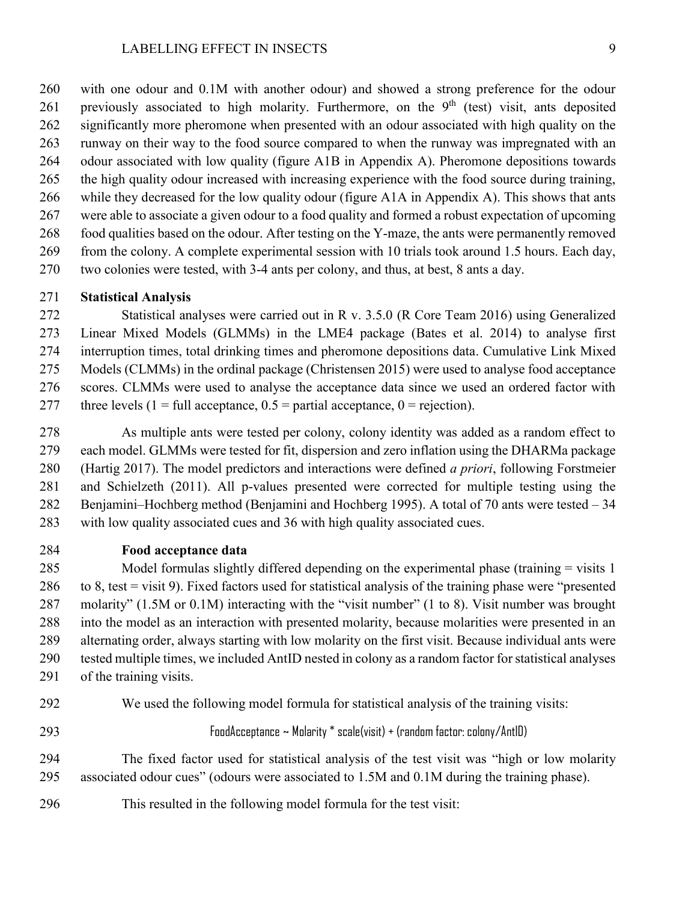with one odour and 0.1M with another odour) and showed a strong preference for the odour previously associated to high molarity. Furthermore, on the 9th (test) visit, ants deposited significantly more pheromone when presented with an odour associated with high quality on the runway on their way to the food source compared to when the runway was impregnated with an odour associated with low quality (figure A1B in Appendix A). Pheromone depositions towards the high quality odour increased with increasing experience with the food source during training, while they decreased for the low quality odour (figure A1A in Appendix A). This shows that ants were able to associate a given odour to a food quality and formed a robust expectation of upcoming food qualities based on the odour. After testing on the Y-maze, the ants were permanently removed from the colony. A complete experimental session with 10 trials took around 1.5 hours. Each day, two colonies were tested, with 3-4 ants per colony, and thus, at best, 8 ants a day.

## Statistical Analysis

Statistical analyses were carried out in R v. 3.5.0 (R Core Team 2016) using Generalized Linear Mixed Models (GLMMs) in the LME4 package (Bates et al. 2014) to analyse first interruption times, total drinking times and pheromone depositions data. Cumulative Link Mixed Models (CLMMs) in the ordinal package (Christensen 2015) were used to analyse food acceptance scores. CLMMs were used to analyse the acceptance data since we used an ordered factor with three levels (1 = full acceptance, 0.5 = partial acceptance, 0 = rejection).

As multiple ants were tested per colony, colony identity was added as a random effect to each model. GLMMs were tested for fit, dispersion and zero inflation using the DHARMa package (Hartig 2017). The model predictors and interactions were defined *a priori*, following Forstmeier and Schielzeth (2011). All p-values presented were corrected for multiple testing using the Benjamini–Hochberg method (Benjamini and Hochberg 1995). A total of 70 ants were tested – 34 with low quality associated cues and 36 with high quality associated cues.

### Food acceptance data

Model formulas slightly differed depending on the experimental phase (training = visits 1 to 8, test = visit 9). Fixed factors used for statistical analysis of the training phase were "presented molarity" (1.5M or 0.1M) interacting with the "visit number" (1 to 8). Visit number was brought into the model as an interaction with presented molarity, because molarities were presented in an alternating order, always starting with low molarity on the first visit. Because individual ants were tested multiple times, we included AntID nested in colony as a random factor for statistical analyses of the training visits.

We used the following model formula for statistical analysis of the training visits:

```
FoodAcceptance ~ Molarity * scale(visit) + (random factor: colony/AntID)
```

The fixed factor used for statistical analysis of the test visit was "high or low molarity associated odour cues" (odours were associated to 1.5M and 0.1M during the training phase).

This resulted in the following model formula for the test visit: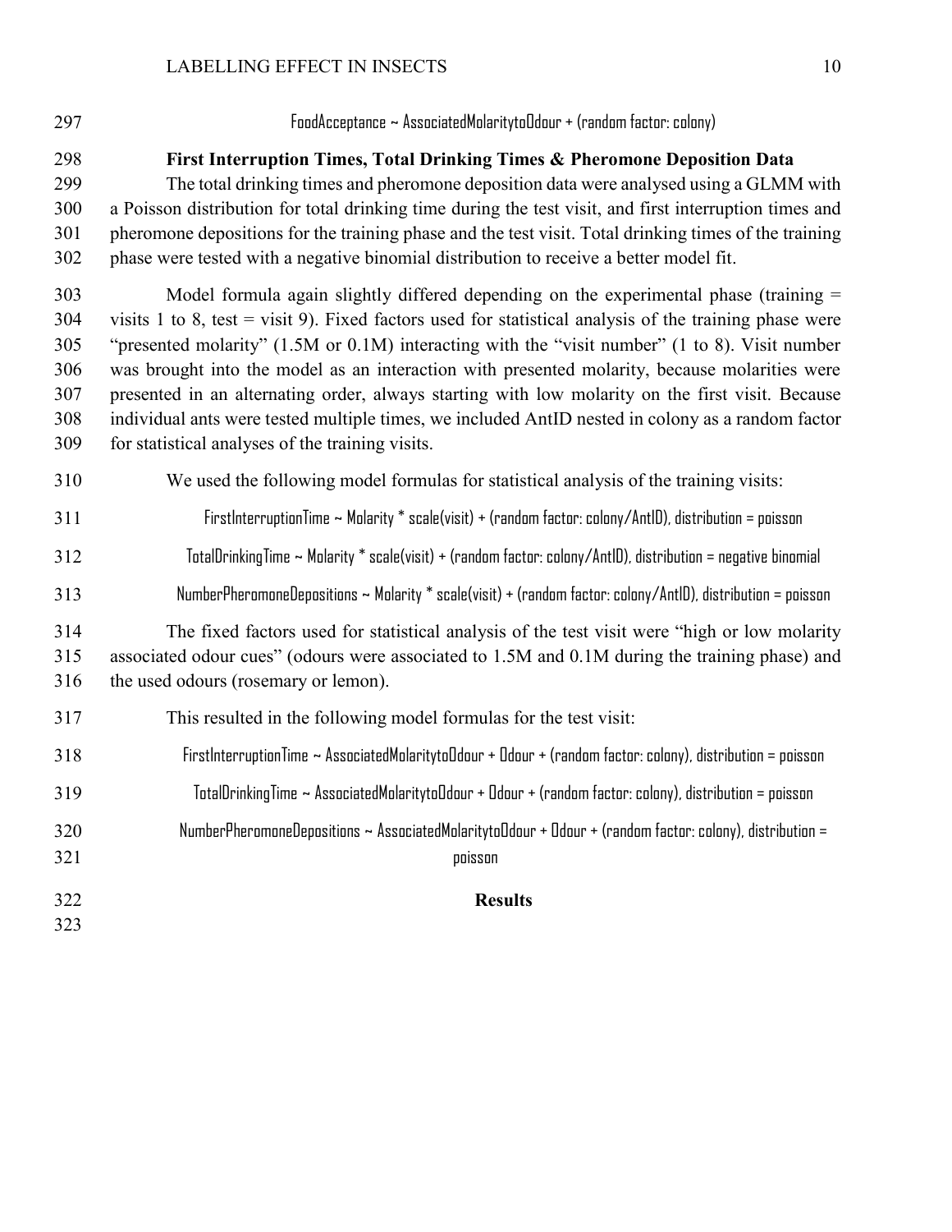FoodAcceptance ~ AssociatedMolaritytoOdour + (random factor: colony)

### First Interruption Times, Total Drinking Times & Pheromone Deposition Data

The total drinking times and pheromone deposition data were analysed using a GLMM with a Poisson distribution for total drinking time during the test visit, and first interruption times and pheromone depositions for the training phase and the test visit. Total drinking times of the training phase were tested with a negative binomial distribution to receive a better model fit.

Model formula again slightly differed depending on the experimental phase (training = visits 1 to 8, test = visit 9). Fixed factors used for statistical analysis of the training phase were "presented molarity" (1.5M or 0.1M) interacting with the "visit number" (1 to 8). Visit number was brought into the model as an interaction with presented molarity, because molarities were presented in an alternating order, always starting with low molarity on the first visit. Because individual ants were tested multiple times, we included AntID nested in colony as a random factor for statistical analyses of the training visits.

We used the following model formulas for statistical analysis of the training visits:

FirstInterruptionTime ~ Molarity * scale(visit) + (random factor: colony/AntID), distribution = poisson

TotalDrinkingTime ~ Molarity * scale(visit) + (random factor: colony/AntID), distribution = negative binomial

NumberPheromoneDepositions ~ Molarity * scale(visit) + (random factor: colony/AntID), distribution = poisson

The fixed factors used for statistical analysis of the test visit were "high or low molarity associated odour cues" (odours were associated to 1.5M and 0.1M during the training phase) and the used odours (rosemary or lemon).

This resulted in the following model formulas for the test visit:

FirstInterruptionTime ~ AssociatedMolaritytoOdour + Odour + (random factor: colony), distribution = poisson

TotalDrinkingTime ~ AssociatedMolaritytoOdour + Odour + (random factor: colony), distribution = poisson

NumberPheromoneDepositions ~ AssociatedMolaritytoOdour + Odour + (random factor: colony), distribution = poisson

## Results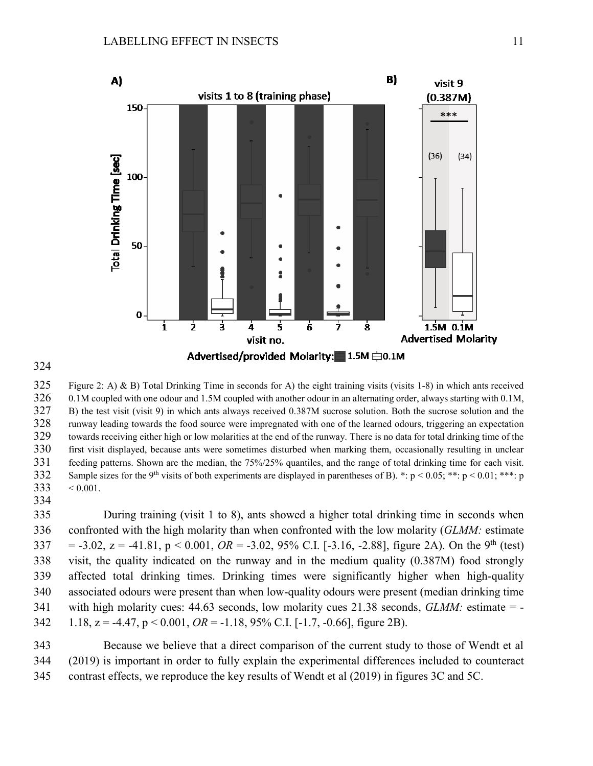Figure 2: A) & B) Total Drinking Time in seconds for A) the eight training visits (visits 1-8) in which ants received 0.1M coupled with one odour and 1.5M coupled with another odour in an alternating order, always starting with 0.1M, B) the test visit (visit 9) in which ants always received 0.387M sucrose solution. Both the sucrose solution and the runway leading towards the food source were impregnated with one of the learned odours, triggering an expectation towards receiving either high or low molarities at the end of the runway. There is no data for total drinking time of the first visit displayed, because ants were sometimes disturbed when marking them, occasionally resulting in unclear feeding patterns. Shown are the median, the 75%/25% quantiles, and the range of total drinking time for each visit. Sample sizes for the 9th visits of both experiments are displayed in parentheses of B). *: $p < 0.05$; **: $p < 0.01$; ***: $p < 0.001$.

During training (visit 1 to 8), ants showed a higher total drinking time in seconds when confronted with the high molarity than when confronted with the low molarity (*GLMM:* estimate = -3.02, $z = -41.81$, $p < 0.001$, *OR* = -3.02, 95% C.I. [-3.16, -2.88], figure 2A). On the 9th (test) visit, the quality indicated on the runway and in the medium quality (0.387M) food strongly affected total drinking times. Drinking times were significantly higher when high-quality associated odours were present than when low-quality odours were present (median drinking time with high molarity cues: 44.63 seconds, low molarity cues 21.38 seconds, *GLMM:* estimate = -1.18, $z = -4.47$, $p < 0.001$, *OR* = -1.18, 95% C.I. [-1.7, -0.66], figure 2B).

Because we believe that a direct comparison of the current study to those of Wendt et al (2019) is important in order to fully explain the experimental differences included to counteract contrast effects, we reproduce the key results of Wendt et al (2019) in figures 3C and 5C.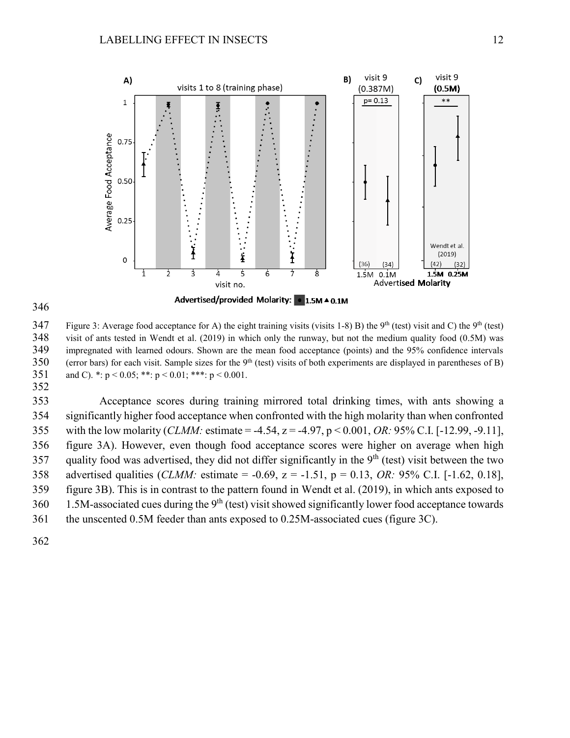Figure 3: Average food acceptance for A) the eight training visits (visits 1-8) B) the 9th (test) visit and C) the 9th (test) visit of ants tested in Wendt et al. (2019) in which only the runway, but not the medium quality food (0.5M) was impregnated with learned odours. Shown are the mean food acceptance (points) and the 95% confidence intervals (error bars) for each visit. Sample sizes for the 9th (test) visits of both experiments are displayed in parentheses of B) and C). *: $p < 0.05$; **: $p < 0.01$; ***: $p < 0.001$.

Acceptance scores during training mirrored total drinking times, with ants showing a significantly higher food acceptance when confronted with the high molarity than when confronted with the low molarity (*CLMM:* estimate = -4.54, $z = -4.97$, $p < 0.001$, *OR:* 95% C.I. [-12.99, -9.11], figure 3A). However, even though food acceptance scores were higher on average when high quality food was advertised, they did not differ significantly in the 9th (test) visit between the two advertised qualities (*CLMM:* estimate = -0.69, $z = -1.51$, $p = 0.13$, *OR:* 95% C.I. [-1.62, 0.18], figure 3B). This is in contrast to the pattern found in Wendt et al. (2019), in which ants exposed to 1.5M-associated cues during the 9th (test) visit showed significantly lower food acceptance towards the unscented 0.5M feeder than ants exposed to 0.25M-associated cues (figure 3C).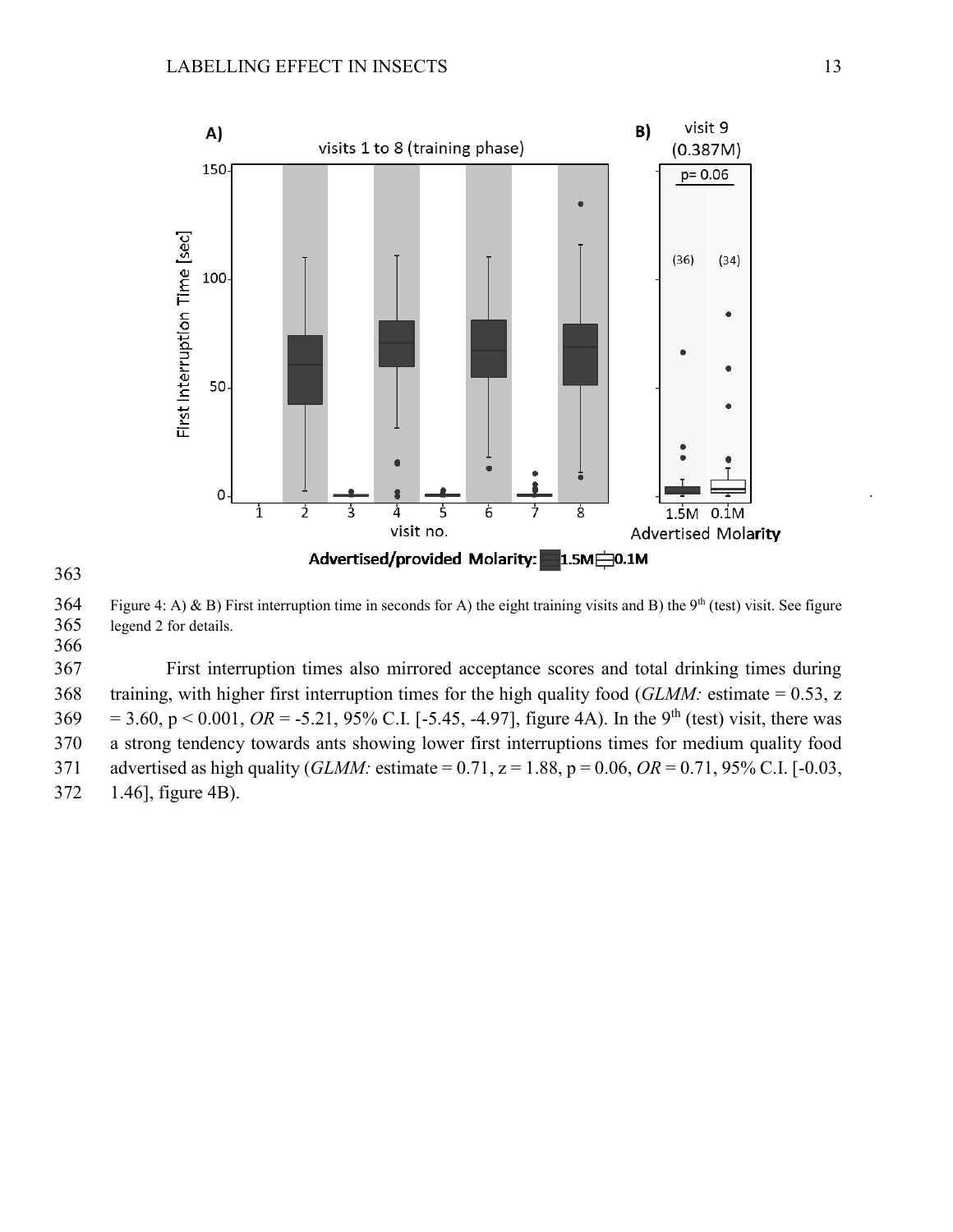Figure 4: A) & B) First interruption time in seconds for A) the eight training visits and B) the 9th (test) visit. See figure legend 2 for details.

First interruption times also mirrored acceptance scores and total drinking times during training, with higher first interruption times for the high quality food (*GLMM:* estimate = 0.53, z = 3.60, $p < 0.001$, *OR* = -5.21, 95% C.I. [-5.45, -4.97], figure 4A). In the 9th (test) visit, there was a strong tendency towards ants showing lower first interruptions times for medium quality food advertised as high quality (*GLMM:* estimate = 0.71, z = 1.88, p = 0.06, *OR* = 0.71, 95% C.I. [-0.03, 1.46], figure 4B).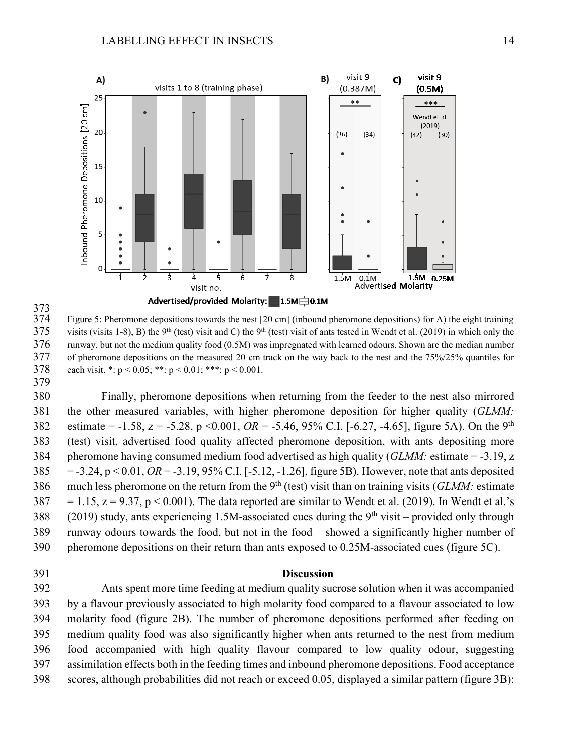Figure 5: Pheromone depositions towards the nest [20 cm] (inbound pheromone depositions) for A) the eight training visits (visits 1-8), B) the 9th (test) visit and C) the 9th (test) visit of ants tested in Wendt et al. (2019) in which only the runway, but not the medium quality food (0.5M) was impregnated with learned odours. Shown are the median number of pheromone depositions on the measured 20 cm track on the way back to the nest and the 75%/25% quantiles for each visit. *: $p < 0.05$; **: $p < 0.01$; ***: $p < 0.001$.

Finally, pheromone depositions when returning from the feeder to the nest also mirrored the other measured variables, with higher pheromone deposition for higher quality (*GLMM:* estimate = -1.58, z = -5.28, p <0.001, *OR* = -5.46, 95% C.I. [-6.27, -4.65], figure 5A). On the 9th (test) visit, advertised food quality affected pheromone deposition, with ants depositing more pheromone having consumed medium food advertised as high quality (*GLMM:* estimate = -3.19, z = -3.24, p < 0.01, *OR* = -3.19, 95% C.I. [-5.12, -1.26], figure 5B). However, note that ants deposited much less pheromone on the return from the 9th (test) visit than on training visits (*GLMM:* estimate = 1.15, z = 9.37, p < 0.001). The data reported are similar to Wendt et al. (2019). In Wendt et al.'s (2019) study, ants experiencing 1.5M-associated cues during the 9th visit – provided only through runway odours towards the food, but not in the food – showed a significantly higher number of pheromone depositions on their return than ants exposed to 0.25M-associated cues (figure 5C).

## Discussion

Ants spent more time feeding at medium quality sucrose solution when it was accompanied by a flavour previously associated to high molarity food compared to a flavour associated to low molarity food (figure 2B). The number of pheromone depositions performed after feeding on medium quality food was also significantly higher when ants returned to the nest from medium food accompanied with high quality flavour compared to low quality odour, suggesting assimilation effects both in the feeding times and inbound pheromone depositions. Food acceptance scores, although probabilities did not reach or exceed 0.05, displayed a similar pattern (figure 3B):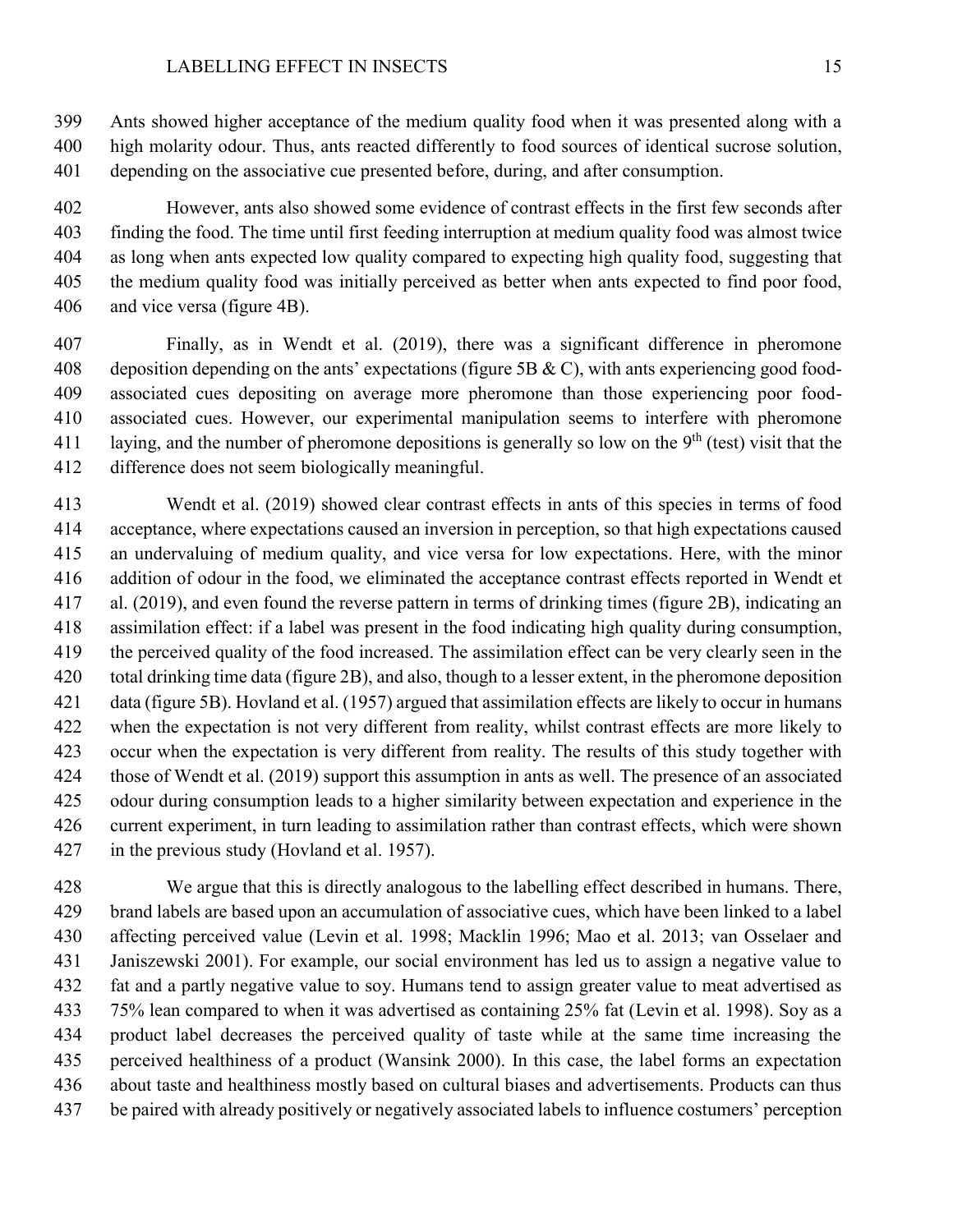Ants showed higher acceptance of the medium quality food when it was presented along with a high molarity odour. Thus, ants reacted differently to food sources of identical sucrose solution, depending on the associative cue presented before, during, and after consumption.

However, ants also showed some evidence of contrast effects in the first few seconds after finding the food. The time until first feeding interruption at medium quality food was almost twice as long when ants expected low quality compared to expecting high quality food, suggesting that the medium quality food was initially perceived as better when ants expected to find poor food, and vice versa (figure 4B).

Finally, as in Wendt et al. (2019), there was a significant difference in pheromone deposition depending on the ants' expectations (figure 5B & C), with ants experiencing good food-associated cues depositing on average more pheromone than those experiencing poor food-associated cues. However, our experimental manipulation seems to interfere with pheromone laying, and the number of pheromone depositions is generally so low on the 9th (test) visit that the difference does not seem biologically meaningful.

Wendt et al. (2019) showed clear contrast effects in ants of this species in terms of food acceptance, where expectations caused an inversion in perception, so that high expectations caused an undervaluing of medium quality, and vice versa for low expectations. Here, with the minor addition of odour in the food, we eliminated the acceptance contrast effects reported in Wendt et al. (2019), and even found the reverse pattern in terms of drinking times (figure 2B), indicating an assimilation effect: if a label was present in the food indicating high quality during consumption, the perceived quality of the food increased. The assimilation effect can be very clearly seen in the total drinking time data (figure 2B), and also, though to a lesser extent, in the pheromone deposition data (figure 5B). Hovland et al. (1957) argued that assimilation effects are likely to occur in humans when the expectation is not very different from reality, whilst contrast effects are more likely to occur when the expectation is very different from reality. The results of this study together with those of Wendt et al. (2019) support this assumption in ants as well. The presence of an associated odour during consumption leads to a higher similarity between expectation and experience in the current experiment, in turn leading to assimilation rather than contrast effects, which were shown in the previous study (Hovland et al. 1957).

We argue that this is directly analogous to the labelling effect described in humans. There, brand labels are based upon an accumulation of associative cues, which have been linked to a label affecting perceived value (Levin et al. 1998; Macklin 1996; Mao et al. 2013; van Osselaer and Janiszewski 2001). For example, our social environment has led us to assign a negative value to fat and a partly negative value to soy. Humans tend to assign greater value to meat advertised as 75% lean compared to when it was advertised as containing 25% fat (Levin et al. 1998). Soy as a product label decreases the perceived quality of taste while at the same time increasing the perceived healthiness of a product (Wansink 2000). In this case, the label forms an expectation about taste and healthiness mostly based on cultural biases and advertisements. Products can thus be paired with already positively or negatively associated labels to influence costumers' perception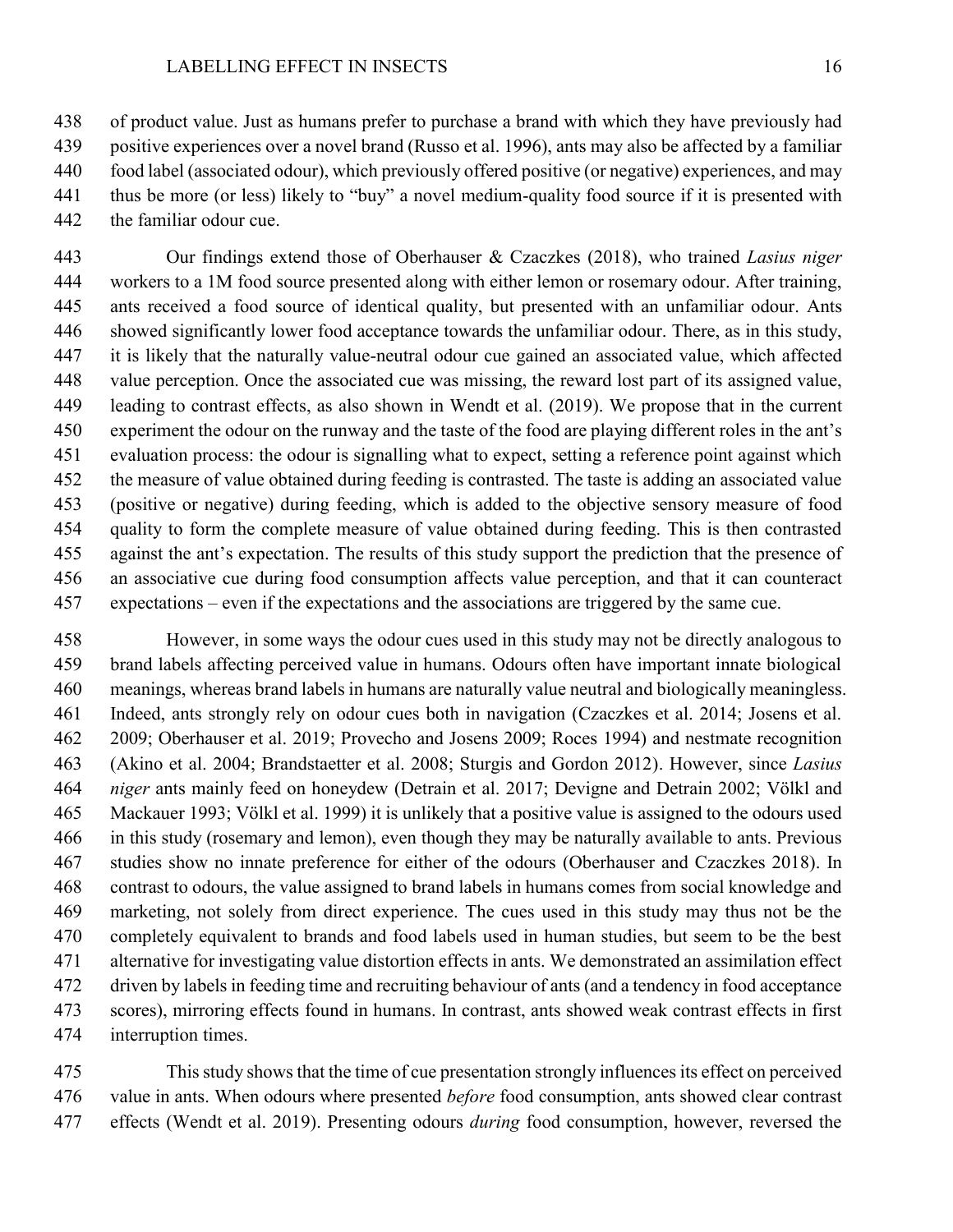of product value. Just as humans prefer to purchase a brand with which they have previously had positive experiences over a novel brand (Russo et al. 1996), ants may also be affected by a familiar food label (associated odour), which previously offered positive (or negative) experiences, and may thus be more (or less) likely to "buy" a novel medium-quality food source if it is presented with the familiar odour cue.

Our findings extend those of Oberhauser & Czaczkes (2018), who trained *Lasius niger* workers to a 1M food source presented along with either lemon or rosemary odour. After training, ants received a food source of identical quality, but presented with an unfamiliar odour. Ants showed significantly lower food acceptance towards the unfamiliar odour. There, as in this study, it is likely that the naturally value-neutral odour cue gained an associated value, which affected value perception. Once the associated cue was missing, the reward lost part of its assigned value, leading to contrast effects, as also shown in Wendt et al. (2019). We propose that in the current experiment the odour on the runway and the taste of the food are playing different roles in the ant's evaluation process: the odour is signalling what to expect, setting a reference point against which the measure of value obtained during feeding is contrasted. The taste is adding an associated value (positive or negative) during feeding, which is added to the objective sensory measure of food quality to form the complete measure of value obtained during feeding. This is then contrasted against the ant's expectation. The results of this study support the prediction that the presence of an associative cue during food consumption affects value perception, and that it can counteract expectations – even if the expectations and the associations are triggered by the same cue.

However, in some ways the odour cues used in this study may not be directly analogous to brand labels affecting perceived value in humans. Odours often have important innate biological meanings, whereas brand labels in humans are naturally value neutral and biologically meaningless. Indeed, ants strongly rely on odour cues both in navigation (Czaczkes et al. 2014; Josens et al. 2009; Oberhauser et al. 2019; Provecho and Josens 2009; Roces 1994) and nestmate recognition (Akino et al. 2004; Brandstaetter et al. 2008; Sturgis and Gordon 2012). However, since *Lasius niger* ants mainly feed on honeydew (Detrain et al. 2017; Devigne and Detrain 2002; Völkl and Mackauer 1993; Völkl et al. 1999) it is unlikely that a positive value is assigned to the odours used in this study (rosemary and lemon), even though they may be naturally available to ants. Previous studies show no innate preference for either of the odours (Oberhauser and Czaczkes 2018). In contrast to odours, the value assigned to brand labels in humans comes from social knowledge and marketing, not solely from direct experience. The cues used in this study may thus not be the completely equivalent to brands and food labels used in human studies, but seem to be the best alternative for investigating value distortion effects in ants. We demonstrated an assimilation effect driven by labels in feeding time and recruiting behaviour of ants (and a tendency in food acceptance scores), mirroring effects found in humans. In contrast, ants showed weak contrast effects in first interruption times.

This study shows that the time of cue presentation strongly influences its effect on perceived value in ants. When odours where presented *before* food consumption, ants showed clear contrast effects (Wendt et al. 2019). Presenting odours *during* food consumption, however, reversed the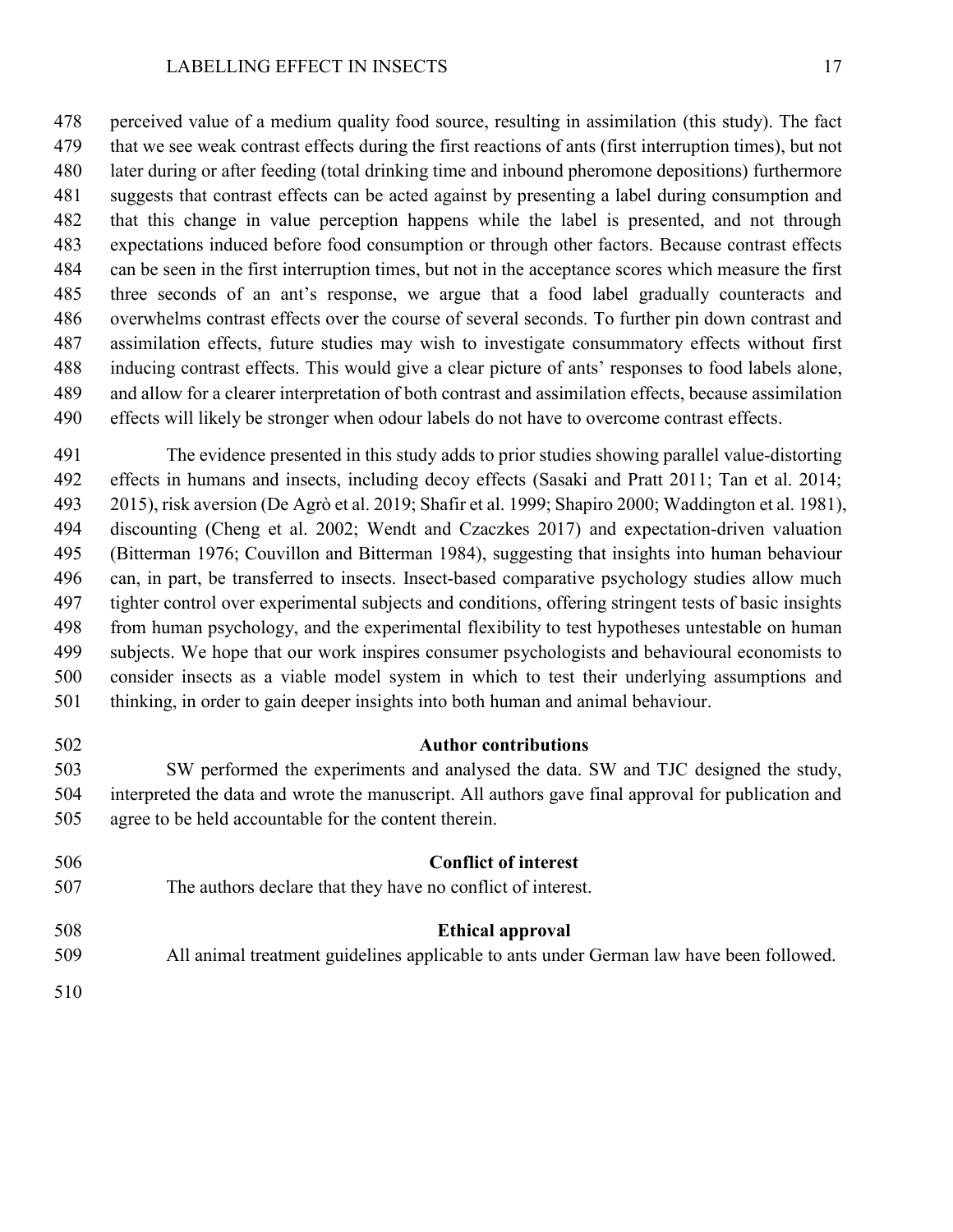perceived value of a medium quality food source, resulting in assimilation (this study). The fact that we see weak contrast effects during the first reactions of ants (first interruption times), but not later during or after feeding (total drinking time and inbound pheromone depositions) furthermore suggests that contrast effects can be acted against by presenting a label during consumption and that this change in value perception happens while the label is presented, and not through expectations induced before food consumption or through other factors. Because contrast effects can be seen in the first interruption times, but not in the acceptance scores which measure the first three seconds of an ant's response, we argue that a food label gradually counteracts and overwhelms contrast effects over the course of several seconds. To further pin down contrast and assimilation effects, future studies may wish to investigate consummatory effects without first inducing contrast effects. This would give a clear picture of ants' responses to food labels alone, and allow for a clearer interpretation of both contrast and assimilation effects, because assimilation effects will likely be stronger when odour labels do not have to overcome contrast effects.

The evidence presented in this study adds to prior studies showing parallel value-distorting effects in humans and insects, including decoy effects (Sasaki and Pratt 2011; Tan et al. 2014; 2015), risk aversion (De Agrò et al. 2019; Shafir et al. 1999; Shapiro 2000; Waddington et al. 1981), discounting (Cheng et al. 2002; Wendt and Czaczkes 2017) and expectation-driven valuation (Bitterman 1976; Couvillon and Bitterman 1984), suggesting that insights into human behaviour can, in part, be transferred to insects. Insect-based comparative psychology studies allow much tighter control over experimental subjects and conditions, offering stringent tests of basic insights from human psychology, and the experimental flexibility to test hypotheses untestable on human subjects. We hope that our work inspires consumer psychologists and behavioural economists to consider insects as a viable model system in which to test their underlying assumptions and thinking, in order to gain deeper insights into both human and animal behaviour.

## Author contributions

SW performed the experiments and analysed the data. SW and TJC designed the study, interpreted the data and wrote the manuscript. All authors gave final approval for publication and agree to be held accountable for the content therein.

## Conflict of interest

The authors declare that they have no conflict of interest.

## Ethical approval

All animal treatment guidelines applicable to ants under German law have been followed.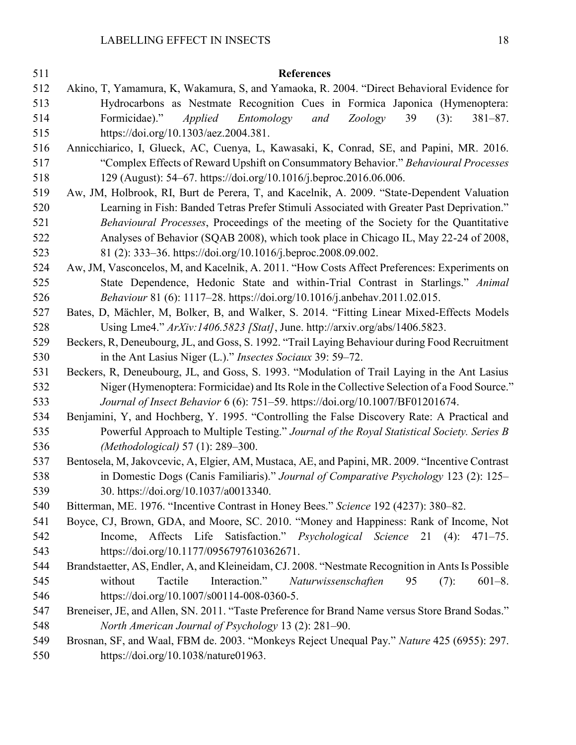## References

Akino, T, Yamamura, K, Wakamura, S, and Yamaoka, R. 2004. "Direct Behavioral Evidence for Hydrocarbons as Nestmate Recognition Cues in Formica Japonica (Hymenoptera: Formicidae)." *Applied Entomology and Zoology* 39 (3): 381–87. https://doi.org/10.1303/aez.2004.381.

Annicchiarico, I, Glueck, AC, Cuenya, L, Kawasaki, K, Conrad, SE, and Papini, MR. 2016. "Complex Effects of Reward Upshift on Consummatory Behavior." *Behavioural Processes* 129 (August): 54–67. https://doi.org/10.1016/j.beproc.2016.06.006.

Aw, JM, Holbrook, RI, Burt de Perera, T, and Kacelnik, A. 2009. "State-Dependent Valuation Learning in Fish: Banded Tetras Prefer Stimuli Associated with Greater Past Deprivation." *Behavioural Processes*, Proceedings of the meeting of the Society for the Quantitative Analyses of Behavior (SQAB 2008), which took place in Chicago IL, May 22-24 of 2008, 81 (2): 333–36. https://doi.org/10.1016/j.beproc.2008.09.002.

Aw, JM, Vasconcelos, M, and Kacelnik, A. 2011. "How Costs Affect Preferences: Experiments on State Dependence, Hedonic State and within-Trial Contrast in Starlings." *Animal Behaviour* 81 (6): 1117–28. https://doi.org/10.1016/j.anbehav.2011.02.015.

Bates, D, Mächler, M, Bolker, B, and Walker, S. 2014. "Fitting Linear Mixed-Effects Models Using Lme4." *ArXiv:1406.5823 [Stat]*, June. http://arxiv.org/abs/1406.5823.

Beckers, R, Deneubourg, JL, and Goss, S. 1992. "Trail Laying Behaviour during Food Recruitment in the Ant Lasius Niger (L.)." *Insectes Sociaux* 39: 59–72.

Beckers, R, Deneubourg, JL, and Goss, S. 1993. "Modulation of Trail Laying in the Ant Lasius Niger (Hymenoptera: Formicidae) and Its Role in the Collective Selection of a Food Source." *Journal of Insect Behavior* 6 (6): 751–59. https://doi.org/10.1007/BF01201674.

Benjamini, Y, and Hochberg, Y. 1995. "Controlling the False Discovery Rate: A Practical and Powerful Approach to Multiple Testing." *Journal of the Royal Statistical Society. Series B (Methodological)* 57 (1): 289–300.

Bentosela, M, Jakovcevic, A, Elgier, AM, Mustaca, AE, and Papini, MR. 2009. "Incentive Contrast in Domestic Dogs (Canis Familiaris)." *Journal of Comparative Psychology* 123 (2): 125–30. https://doi.org/10.1037/a0013340.

Bitterman, ME. 1976. "Incentive Contrast in Honey Bees." *Science* 192 (4237): 380–82.

Boyce, CJ, Brown, GDA, and Moore, SC. 2010. "Money and Happiness: Rank of Income, Not Income, Affects Life Satisfaction." *Psychological Science* 21 (4): 471–75. https://doi.org/10.1177/0956797610362671.

Brandstaetter, AS, Endler, A, and Kleineidam, CJ. 2008. "Nestmate Recognition in Ants Is Possible without Tactile Interaction." *Naturwissenschaften* 95 (7): 601–8. https://doi.org/10.1007/s00114-008-0360-5.

Breneiser, JE, and Allen, SN. 2011. "Taste Preference for Brand Name versus Store Brand Sodas." *North American Journal of Psychology* 13 (2): 281–90.

Brosnan, SF, and Waal, FBM de. 2003. "Monkeys Reject Unequal Pay." *Nature* 425 (6955): 297. https://doi.org/10.1038/nature01963.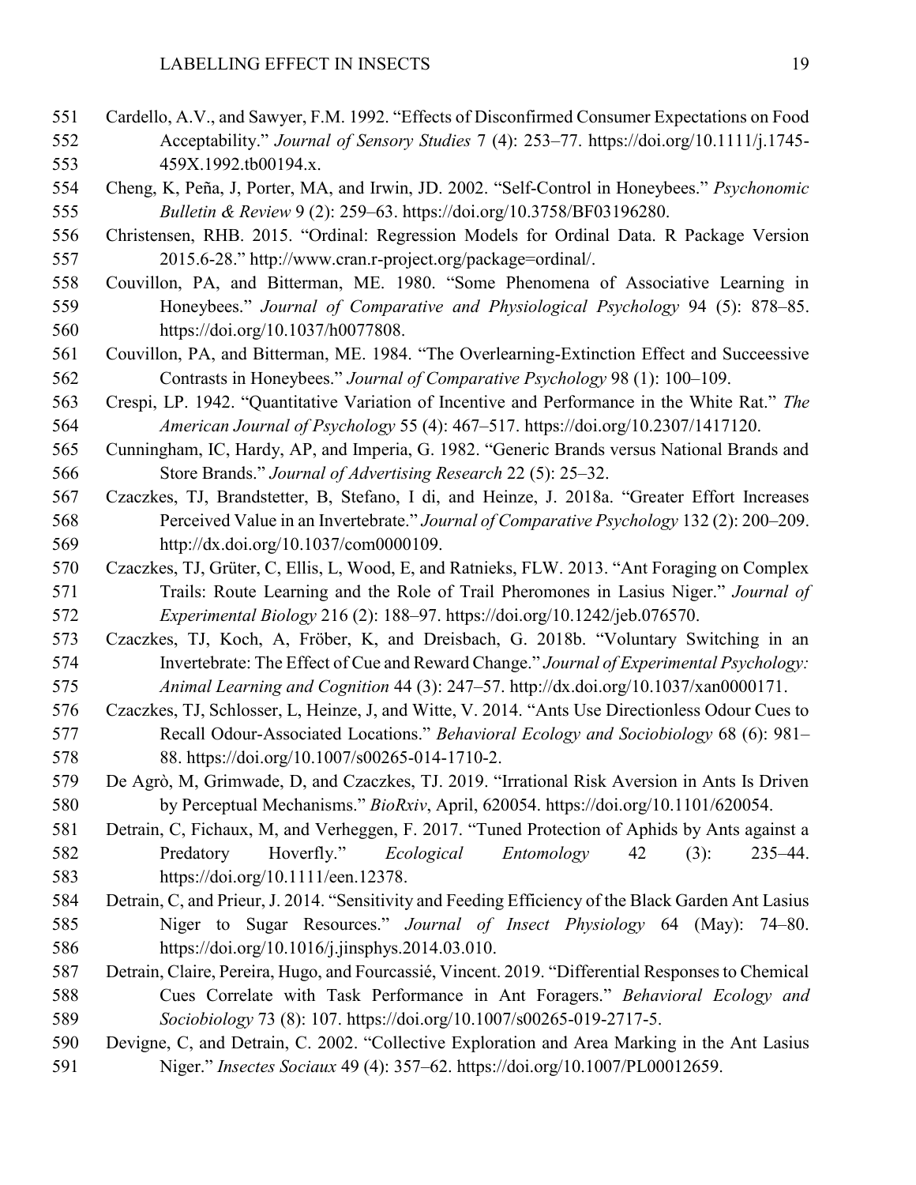Cardello, A.V., and Sawyer, F.M. 1992. "Effects of Disconfirmed Consumer Expectations on Food Acceptability." *Journal of Sensory Studies* 7 (4): 253–77. https://doi.org/10.1111/j.1745-459X.1992.tb00194.x.

Cheng, K, Peña, J, Porter, MA, and Irwin, JD. 2002. "Self-Control in Honeybees." *Psychonomic Bulletin & Review* 9 (2): 259–63. https://doi.org/10.3758/BF03196280.

Christensen, RHB. 2015. "Ordinal: Regression Models for Ordinal Data. R Package Version 2015.6-28." http://www.cran.r-project.org/package=ordinal/.

Couvillon, PA, and Bitterman, ME. 1980. "Some Phenomena of Associative Learning in Honeybees." *Journal of Comparative and Physiological Psychology* 94 (5): 878–85. https://doi.org/10.1037/h0077808.

Couvillon, PA, and Bitterman, ME. 1984. "The Overlearning-Extinction Effect and Succeessive Contrasts in Honeybees." *Journal of Comparative Psychology* 98 (1): 100–109.

Crespi, LP. 1942. "Quantitative Variation of Incentive and Performance in the White Rat." *The American Journal of Psychology* 55 (4): 467–517. https://doi.org/10.2307/1417120.

Cunningham, IC, Hardy, AP, and Imperia, G. 1982. "Generic Brands versus National Brands and Store Brands." *Journal of Advertising Research* 22 (5): 25–32.

Czaczkes, TJ, Brandstetter, B, Stefano, I di, and Heinze, J. 2018a. "Greater Effort Increases Perceived Value in an Invertebrate." *Journal of Comparative Psychology* 132 (2): 200–209. http://dx.doi.org/10.1037/com0000109.

Czaczkes, TJ, Grüter, C, Ellis, L, Wood, E, and Ratnieks, FLW. 2013. "Ant Foraging on Complex Trails: Route Learning and the Role of Trail Pheromones in Lasius Niger." *Journal of Experimental Biology* 216 (2): 188–97. https://doi.org/10.1242/jeb.076570.

Czaczkes, TJ, Koch, A, Fröber, K, and Dreisbach, G. 2018b. "Voluntary Switching in an Invertebrate: The Effect of Cue and Reward Change." *Journal of Experimental Psychology: Animal Learning and Cognition* 44 (3): 247–57. http://dx.doi.org/10.1037/xan0000171.

Czaczkes, TJ, Schlosser, L, Heinze, J, and Witte, V. 2014. "Ants Use Directionless Odour Cues to Recall Odour-Associated Locations." *Behavioral Ecology and Sociobiology* 68 (6): 981–88. https://doi.org/10.1007/s00265-014-1710-2.

De Agrò, M, Grimwade, D, and Czaczkes, TJ. 2019. "Irrational Risk Aversion in Ants Is Driven by Perceptual Mechanisms." *BioRxiv*, April, 620054. https://doi.org/10.1101/620054.

Detrain, C, Fichaux, M, and Verheggen, F. 2017. "Tuned Protection of Aphids by Ants against a Predatory Hoverfly." *Ecological Entomology* 42 (3): 235–44. https://doi.org/10.1111/een.12378.

Detrain, C, and Prieur, J. 2014. "Sensitivity and Feeding Efficiency of the Black Garden Ant Lasius Niger to Sugar Resources." *Journal of Insect Physiology* 64 (May): 74–80. https://doi.org/10.1016/j.jinsphys.2014.03.010.

Detrain, Claire, Pereira, Hugo, and Fourcassié, Vincent. 2019. "Differential Responses to Chemical Cues Correlate with Task Performance in Ant Foragers." *Behavioral Ecology and Sociobiology* 73 (8): 107. https://doi.org/10.1007/s00265-019-2717-5.

Devigne, C, and Detrain, C. 2002. "Collective Exploration and Area Marking in the Ant Lasius Niger." *Insectes Sociaux* 49 (4): 357–62. https://doi.org/10.1007/PL00012659.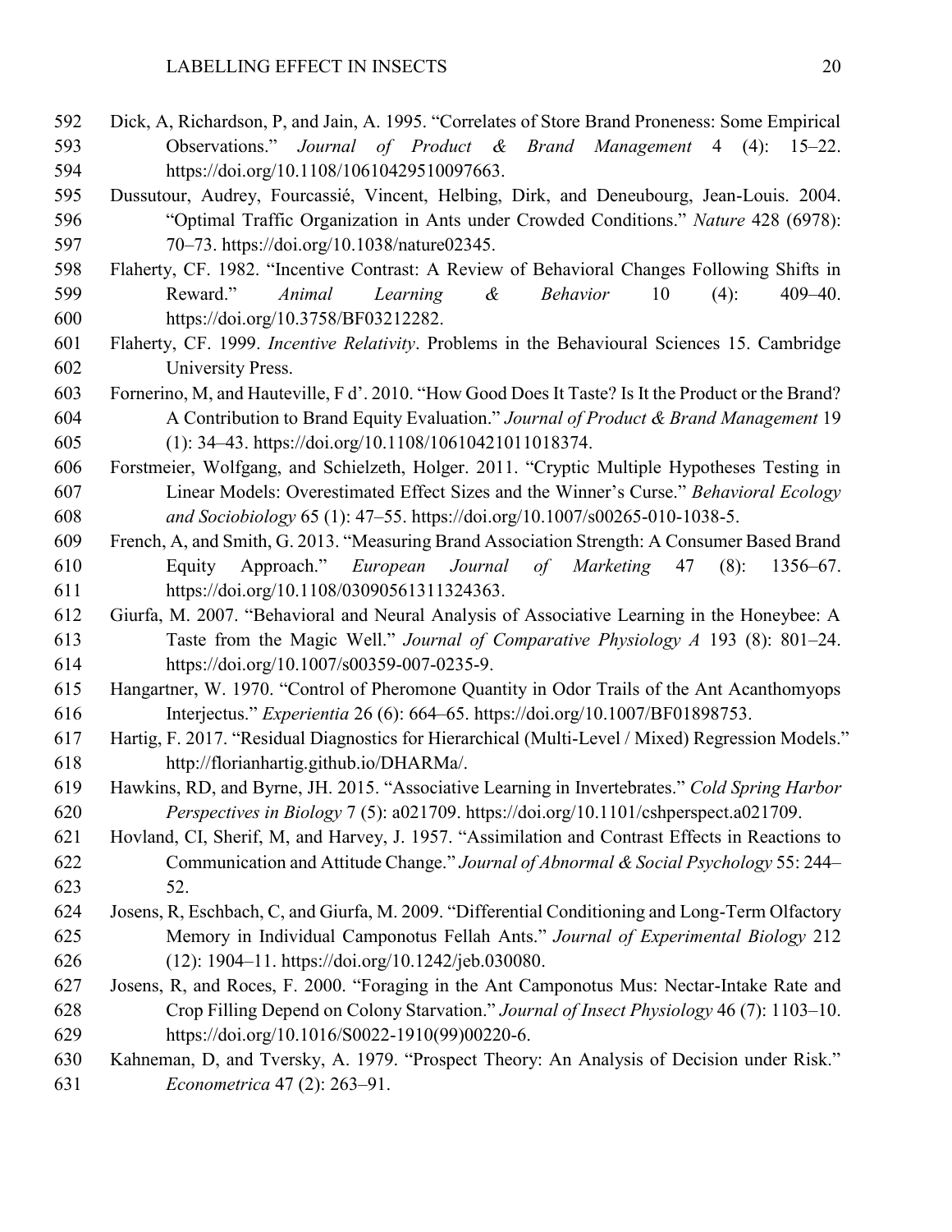Dick, A, Richardson, P, and Jain, A. 1995. "Correlates of Store Brand Proneness: Some Empirical Observations." *Journal of Product & Brand Management* 4 (4): 15–22. https://doi.org/10.1108/10610429510097663.

Dussutour, Audrey, Fourcassié, Vincent, Helbing, Dirk, and Deneubourg, Jean-Louis. 2004. "Optimal Traffic Organization in Ants under Crowded Conditions." *Nature* 428 (6978): 70–73. https://doi.org/10.1038/nature02345.

Flaherty, CF. 1982. "Incentive Contrast: A Review of Behavioral Changes Following Shifts in Reward." *Animal Learning & Behavior* 10 (4): 409–40. https://doi.org/10.3758/BF03212282.

Flaherty, CF. 1999. *Incentive Relativity*. Problems in the Behavioural Sciences 15. Cambridge University Press.

Fornerino, M, and Hauteville, F d'. 2010. "How Good Does It Taste? Is It the Product or the Brand? A Contribution to Brand Equity Evaluation." *Journal of Product & Brand Management* 19 (1): 34–43. https://doi.org/10.1108/10610421011018374.

Forstmeier, Wolfgang, and Schielzeth, Holger. 2011. "Cryptic Multiple Hypotheses Testing in Linear Models: Overestimated Effect Sizes and the Winner's Curse." *Behavioral Ecology and Sociobiology* 65 (1): 47–55. https://doi.org/10.1007/s00265-010-1038-5.

French, A, and Smith, G. 2013. "Measuring Brand Association Strength: A Consumer Based Brand Equity Approach." *European Journal of Marketing* 47 (8): 1356–67. https://doi.org/10.1108/03090561311324363.

Giurfa, M. 2007. "Behavioral and Neural Analysis of Associative Learning in the Honeybee: A Taste from the Magic Well." *Journal of Comparative Physiology A* 193 (8): 801–24. https://doi.org/10.1007/s00359-007-0235-9.

Hangartner, W. 1970. "Control of Pheromone Quantity in Odor Trails of the Ant Acanthomyops Interjectus." *Experientia* 26 (6): 664–65. https://doi.org/10.1007/BF01898753.

Hartig, F. 2017. "Residual Diagnostics for Hierarchical (Multi-Level / Mixed) Regression Models." http://florianhartig.github.io/DHARMa/.

Hawkins, RD, and Byrne, JH. 2015. "Associative Learning in Invertebrates." *Cold Spring Harbor Perspectives in Biology* 7 (5): a021709. https://doi.org/10.1101/cshperspect.a021709.

Hovland, CI, Sherif, M, and Harvey, J. 1957. "Assimilation and Contrast Effects in Reactions to Communication and Attitude Change." *Journal of Abnormal & Social Psychology* 55: 244–52.

Josens, R, Eschbach, C, and Giurfa, M. 2009. "Differential Conditioning and Long-Term Olfactory Memory in Individual Camponotus Fellah Ants." *Journal of Experimental Biology* 212 (12): 1904–11. https://doi.org/10.1242/jeb.030080.

Josens, R, and Roces, F. 2000. "Foraging in the Ant Camponotus Mus: Nectar-Intake Rate and Crop Filling Depend on Colony Starvation." *Journal of Insect Physiology* 46 (7): 1103–10. https://doi.org/10.1016/S0022-1910(99)00220-6.

Kahneman, D, and Tversky, A. 1979. "Prospect Theory: An Analysis of Decision under Risk." *Econometrica* 47 (2): 263–91.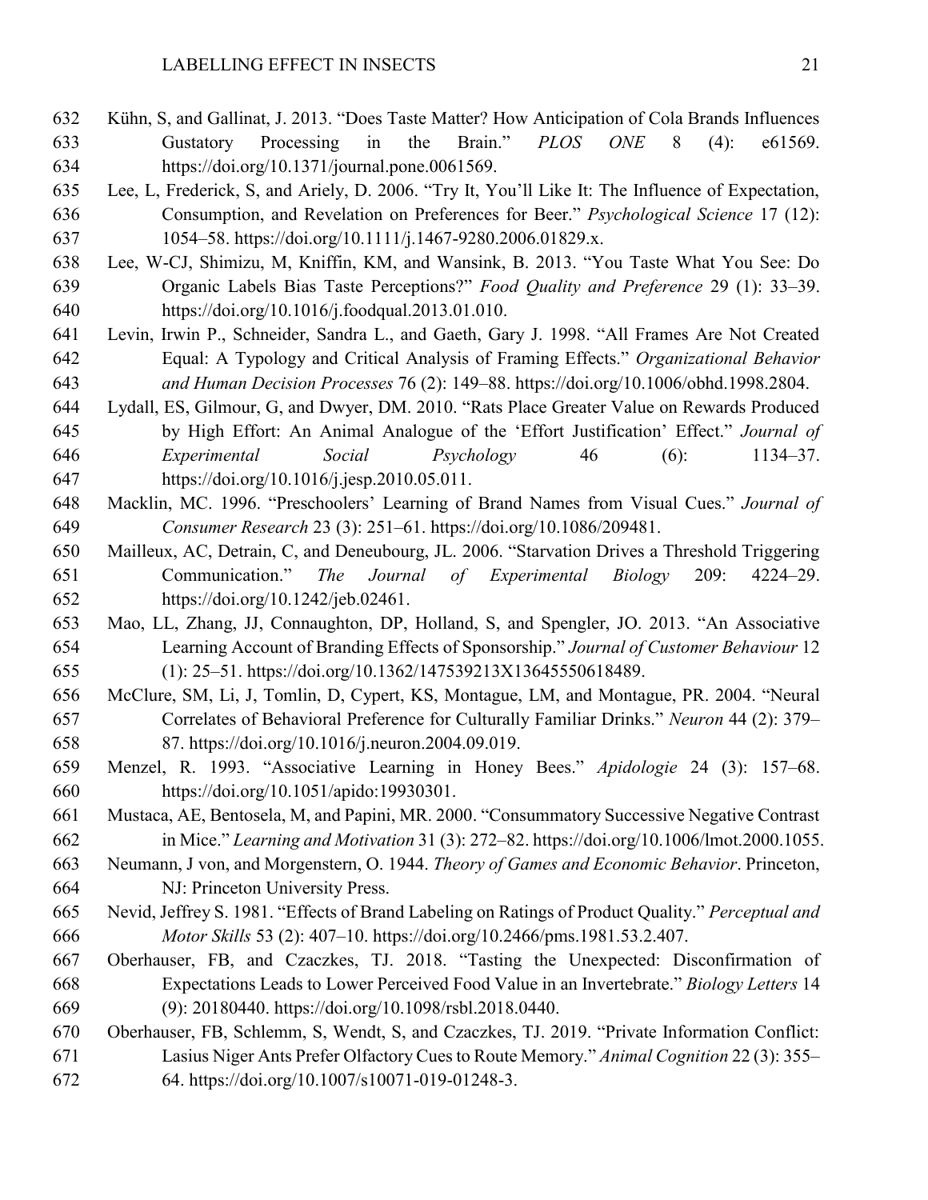Kühn, S, and Gallinat, J. 2013. "Does Taste Matter? How Anticipation of Cola Brands Influences Gustatory Processing in the Brain." *PLOS ONE* 8 (4): e61569. https://doi.org/10.1371/journal.pone.0061569.

Lee, L, Frederick, S, and Ariely, D. 2006. "Try It, You'll Like It: The Influence of Expectation, Consumption, and Revelation on Preferences for Beer." *Psychological Science* 17 (12): 1054–58. https://doi.org/10.1111/j.1467-9280.2006.01829.x.

Lee, W-CJ, Shimizu, M, Kniffin, KM, and Wansink, B. 2013. "You Taste What You See: Do Organic Labels Bias Taste Perceptions?" *Food Quality and Preference* 29 (1): 33–39. https://doi.org/10.1016/j.foodqual.2013.01.010.

Levin, Irwin P., Schneider, Sandra L., and Gaeth, Gary J. 1998. "All Frames Are Not Created Equal: A Typology and Critical Analysis of Framing Effects." *Organizational Behavior and Human Decision Processes* 76 (2): 149–88. https://doi.org/10.1006/obhd.1998.2804.

Lydall, ES, Gilmour, G, and Dwyer, DM. 2010. "Rats Place Greater Value on Rewards Produced by High Effort: An Animal Analogue of the 'Effort Justification' Effect." *Journal of Experimental Social Psychology* 46 (6): 1134–37. https://doi.org/10.1016/j.jesp.2010.05.011.

Macklin, MC. 1996. "Preschoolers' Learning of Brand Names from Visual Cues." *Journal of Consumer Research* 23 (3): 251–61. https://doi.org/10.1086/209481.

Mailleux, AC, Detrain, C, and Deneubourg, JL. 2006. "Starvation Drives a Threshold Triggering Communication." *The Journal of Experimental Biology* 209: 4224–29. https://doi.org/10.1242/jeb.02461.

Mao, LL, Zhang, JJ, Connaughton, DP, Holland, S, and Spengler, JO. 2013. "An Associative Learning Account of Branding Effects of Sponsorship." *Journal of Customer Behaviour* 12 (1): 25–51. https://doi.org/10.1362/147539213X13645550618489.

McClure, SM, Li, J, Tomlin, D, Cypert, KS, Montague, LM, and Montague, PR. 2004. "Neural Correlates of Behavioral Preference for Culturally Familiar Drinks." *Neuron* 44 (2): 379–87. https://doi.org/10.1016/j.neuron.2004.09.019.

Menzel, R. 1993. "Associative Learning in Honey Bees." *Apidologie* 24 (3): 157–68. https://doi.org/10.1051/apido:19930301.

Mustaca, AE, Bentosela, M, and Papini, MR. 2000. "Consummatory Successive Negative Contrast in Mice." *Learning and Motivation* 31 (3): 272–82. https://doi.org/10.1006/lmot.2000.1055.

Neumann, J von, and Morgenstern, O. 1944. *Theory of Games and Economic Behavior*. Princeton, NJ: Princeton University Press.

Nevid, Jeffrey S. 1981. "Effects of Brand Labeling on Ratings of Product Quality." *Perceptual and Motor Skills* 53 (2): 407–10. https://doi.org/10.2466/pms.1981.53.2.407.

Oberhauser, FB, and Czaczkes, TJ. 2018. "Tasting the Unexpected: Disconfirmation of Expectations Leads to Lower Perceived Food Value in an Invertebrate." *Biology Letters* 14 (9): 20180440. https://doi.org/10.1098/rsbl.2018.0440.

Oberhauser, FB, Schlemm, S, Wendt, S, and Czaczkes, TJ. 2019. "Private Information Conflict: Lasius Niger Ants Prefer Olfactory Cues to Route Memory." *Animal Cognition* 22 (3): 355–64. https://doi.org/10.1007/s10071-019-01248-3.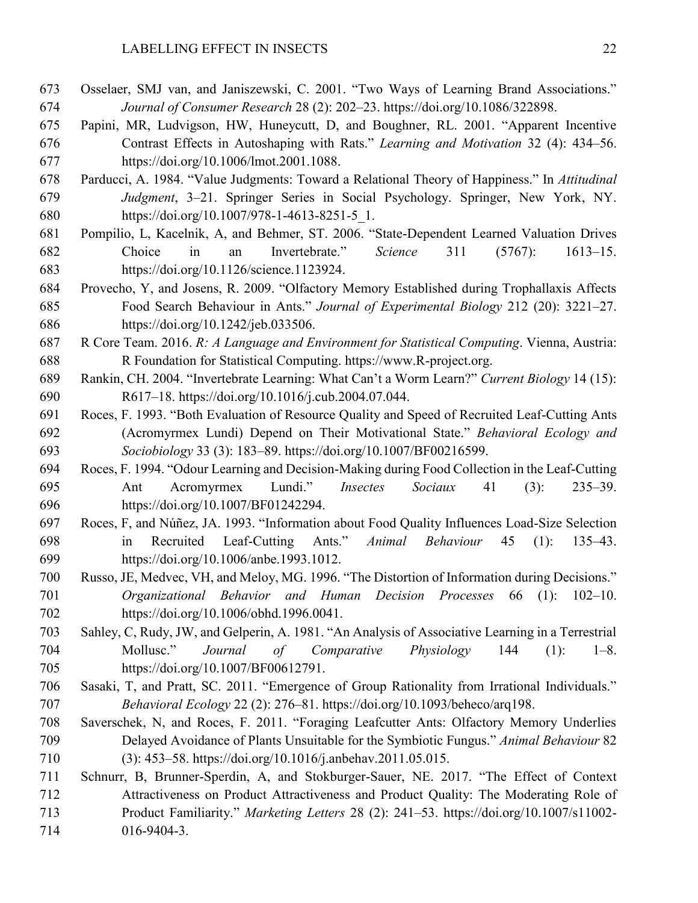Osselaer, SMJ van, and Janiszewski, C. 2001. "Two Ways of Learning Brand Associations." *Journal of Consumer Research* 28 (2): 202–23. https://doi.org/10.1086/322898.

Papini, MR, Ludvigson, HW, Huneycutt, D, and Boughner, RL. 2001. "Apparent Incentive Contrast Effects in Autoshaping with Rats." *Learning and Motivation* 32 (4): 434–56. https://doi.org/10.1006/lmot.2001.1088.

Parducci, A. 1984. "Value Judgments: Toward a Relational Theory of Happiness." In *Attitudinal Judgment*, 3–21. Springer Series in Social Psychology. Springer, New York, NY. https://doi.org/10.1007/978-1-4613-8251-5_1.

Pompilio, L, Kacelnik, A, and Behmer, ST. 2006. "State-Dependent Learned Valuation Drives Choice in an Invertebrate." *Science* 311 (5767): 1613–15. https://doi.org/10.1126/science.1123924.

Provecho, Y, and Josens, R. 2009. "Olfactory Memory Established during Trophallaxis Affects Food Search Behaviour in Ants." *Journal of Experimental Biology* 212 (20): 3221–27. https://doi.org/10.1242/jeb.033506.

R Core Team. 2016. *R: A Language and Environment for Statistical Computing*. Vienna, Austria: R Foundation for Statistical Computing. https://www.R-project.org.

Rankin, CH. 2004. "Invertebrate Learning: What Can't a Worm Learn?" *Current Biology* 14 (15): R617–18. https://doi.org/10.1016/j.cub.2004.07.044.

Roces, F. 1993. "Both Evaluation of Resource Quality and Speed of Recruited Leaf-Cutting Ants (Acromyrmex Lundi) Depend on Their Motivational State." *Behavioral Ecology and Sociobiology* 33 (3): 183–89. https://doi.org/10.1007/BF00216599.

Roces, F. 1994. "Odour Learning and Decision-Making during Food Collection in the Leaf-Cutting Ant Acromyrmex Lundi." *Insectes Sociaux* 41 (3): 235–39. https://doi.org/10.1007/BF01242294.

Roces, F, and Núñez, JA. 1993. "Information about Food Quality Influences Load-Size Selection in Recruited Leaf-Cutting Ants." *Animal Behaviour* 45 (1): 135–43. https://doi.org/10.1006/anbe.1993.1012.

Russo, JE, Medvec, VH, and Meloy, MG. 1996. "The Distortion of Information during Decisions." *Organizational Behavior and Human Decision Processes* 66 (1): 102–10. https://doi.org/10.1006/obhd.1996.0041.

Sahley, C, Rudy, JW, and Gelperin, A. 1981. "An Analysis of Associative Learning in a Terrestrial Mollusc." *Journal of Comparative Physiology* 144 (1): 1–8. https://doi.org/10.1007/BF00612791.

Sasaki, T, and Pratt, SC. 2011. "Emergence of Group Rationality from Irrational Individuals." *Behavioral Ecology* 22 (2): 276–81. https://doi.org/10.1093/beheco/arq198.

Saverschek, N, and Roces, F. 2011. "Foraging Leafcutter Ants: Olfactory Memory Underlies Delayed Avoidance of Plants Unsuitable for the Symbiotic Fungus." *Animal Behaviour* 82 (3): 453–58. https://doi.org/10.1016/j.anbehav.2011.05.015.

Schnurr, B, Brunner-Sperdin, A, and Stokburger-Sauer, NE. 2017. "The Effect of Context Attractiveness on Product Attractiveness and Product Quality: The Moderating Role of Product Familiarity." *Marketing Letters* 28 (2): 241–53. https://doi.org/10.1007/s11002-016-9404-3.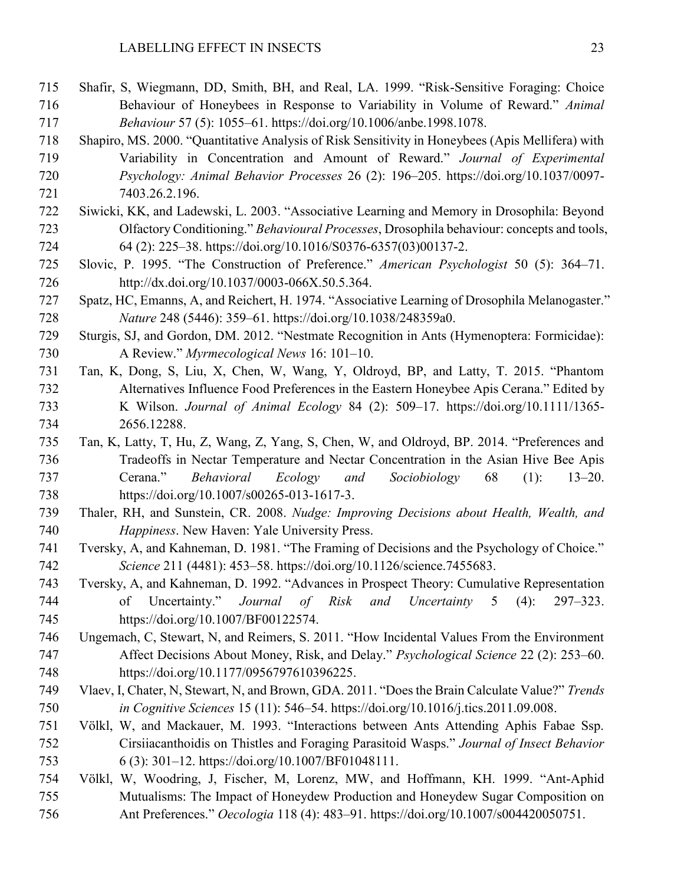Shafir, S, Wiegmann, DD, Smith, BH, and Real, LA. 1999. "Risk-Sensitive Foraging: Choice Behaviour of Honeybees in Response to Variability in Volume of Reward." *Animal Behaviour* 57 (5): 1055–61. https://doi.org/10.1006/anbe.1998.1078.

Shapiro, MS. 2000. "Quantitative Analysis of Risk Sensitivity in Honeybees (Apis Mellifera) with Variability in Concentration and Amount of Reward." *Journal of Experimental Psychology: Animal Behavior Processes* 26 (2): 196–205. https://doi.org/10.1037/0097-7403.26.2.196.

Siwicki, KK, and Ladewski, L. 2003. "Associative Learning and Memory in Drosophila: Beyond Olfactory Conditioning." *Behavioural Processes*, Drosophila behaviour: concepts and tools, 64 (2): 225–38. https://doi.org/10.1016/S0376-6357(03)00137-2.

Slovic, P. 1995. "The Construction of Preference." *American Psychologist* 50 (5): 364–71. http://dx.doi.org/10.1037/0003-066X.50.5.364.

Spatz, HC, Emanns, A, and Reichert, H. 1974. "Associative Learning of Drosophila Melanogaster." *Nature* 248 (5446): 359–61. https://doi.org/10.1038/248359a0.

Sturgis, SJ, and Gordon, DM. 2012. "Nestmate Recognition in Ants (Hymenoptera: Formicidae): A Review." *Myrmecological News* 16: 101–10.

Tan, K, Dong, S, Liu, X, Chen, W, Wang, Y, Oldroyd, BP, and Latty, T. 2015. "Phantom Alternatives Influence Food Preferences in the Eastern Honeybee Apis Cerana." Edited by K Wilson. *Journal of Animal Ecology* 84 (2): 509–17. https://doi.org/10.1111/1365-2656.12288.

Tan, K, Latty, T, Hu, Z, Wang, Z, Yang, S, Chen, W, and Oldroyd, BP. 2014. "Preferences and Tradeoffs in Nectar Temperature and Nectar Concentration in the Asian Hive Bee Apis Cerana." *Behavioral Ecology and Sociobiology* 68 (1): 13–20. https://doi.org/10.1007/s00265-013-1617-3.

Thaler, RH, and Sunstein, CR. 2008. *Nudge: Improving Decisions about Health, Wealth, and Happiness*. New Haven: Yale University Press.

Tversky, A, and Kahneman, D. 1981. "The Framing of Decisions and the Psychology of Choice." *Science* 211 (4481): 453–58. https://doi.org/10.1126/science.7455683.

Tversky, A, and Kahneman, D. 1992. "Advances in Prospect Theory: Cumulative Representation of Uncertainty." *Journal of Risk and Uncertainty* 5 (4): 297–323. https://doi.org/10.1007/BF00122574.

Ungemach, C, Stewart, N, and Reimers, S. 2011. "How Incidental Values From the Environment Affect Decisions About Money, Risk, and Delay." *Psychological Science* 22 (2): 253–60. https://doi.org/10.1177/0956797610396225.

Vlaev, I, Chater, N, Stewart, N, and Brown, GDA. 2011. "Does the Brain Calculate Value?" *Trends in Cognitive Sciences* 15 (11): 546–54. https://doi.org/10.1016/j.tics.2011.09.008.

Völkl, W, and Mackauer, M. 1993. "Interactions between Ants Attending Aphis Fabae Ssp. Cirsiiacanthoidis on Thistles and Foraging Parasitoid Wasps." *Journal of Insect Behavior* 6 (3): 301–12. https://doi.org/10.1007/BF01048111.

Völkl, W, Woodring, J, Fischer, M, Lorenz, MW, and Hoffmann, KH. 1999. "Ant-Aphid Mutualisms: The Impact of Honeydew Production and Honeydew Sugar Composition on Ant Preferences." *Oecologia* 118 (4): 483–91. https://doi.org/10.1007/s004420050751.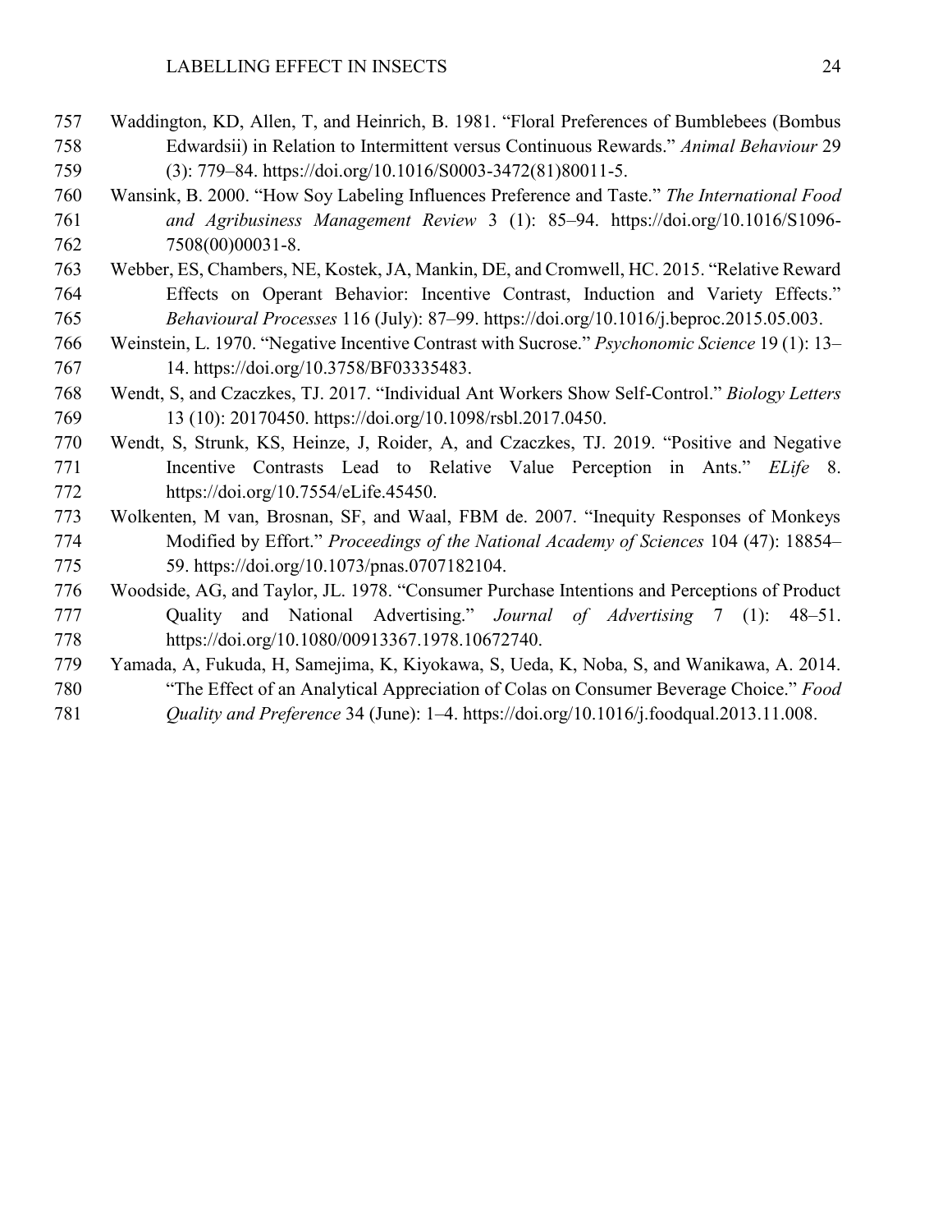Waddington, KD, Allen, T, and Heinrich, B. 1981. "Floral Preferences of Bumblebees (Bombus Edwardsii) in Relation to Intermittent versus Continuous Rewards." *Animal Behaviour* 29 (3): 779–84. https://doi.org/10.1016/S0003-3472(81)80011-5.

Wansink, B. 2000. "How Soy Labeling Influences Preference and Taste." *The International Food and Agribusiness Management Review* 3 (1): 85–94. https://doi.org/10.1016/S1096-7508(00)00031-8.

Webber, ES, Chambers, NE, Kostek, JA, Mankin, DE, and Cromwell, HC. 2015. "Relative Reward Effects on Operant Behavior: Incentive Contrast, Induction and Variety Effects." *Behavioural Processes* 116 (July): 87–99. https://doi.org/10.1016/j.beproc.2015.05.003.

Weinstein, L. 1970. "Negative Incentive Contrast with Sucrose." *Psychonomic Science* 19 (1): 13–14. https://doi.org/10.3758/BF03335483.

Wendt, S, and Czaczkes, TJ. 2017. "Individual Ant Workers Show Self-Control." *Biology Letters* 13 (10): 20170450. https://doi.org/10.1098/rsbl.2017.0450.

Wendt, S, Strunk, KS, Heinze, J, Roider, A, and Czaczkes, TJ. 2019. "Positive and Negative Incentive Contrasts Lead to Relative Value Perception in Ants." *ELife* 8. https://doi.org/10.7554/eLife.45450.

Wolkenten, M van, Brosnan, SF, and Waal, FBM de. 2007. "Inequity Responses of Monkeys Modified by Effort." *Proceedings of the National Academy of Sciences* 104 (47): 18854–59. https://doi.org/10.1073/pnas.0707182104.

Woodside, AG, and Taylor, JL. 1978. "Consumer Purchase Intentions and Perceptions of Product Quality and National Advertising." *Journal of Advertising* 7 (1): 48–51. https://doi.org/10.1080/00913367.1978.10672740.

Yamada, A, Fukuda, H, Samejima, K, Kiyokawa, S, Ueda, K, Noba, S, and Wanikawa, A. 2014. "The Effect of an Analytical Appreciation of Colas on Consumer Beverage Choice." *Food Quality and Preference* 34 (June): 1–4. https://doi.org/10.1016/j.foodqual.2013.11.008.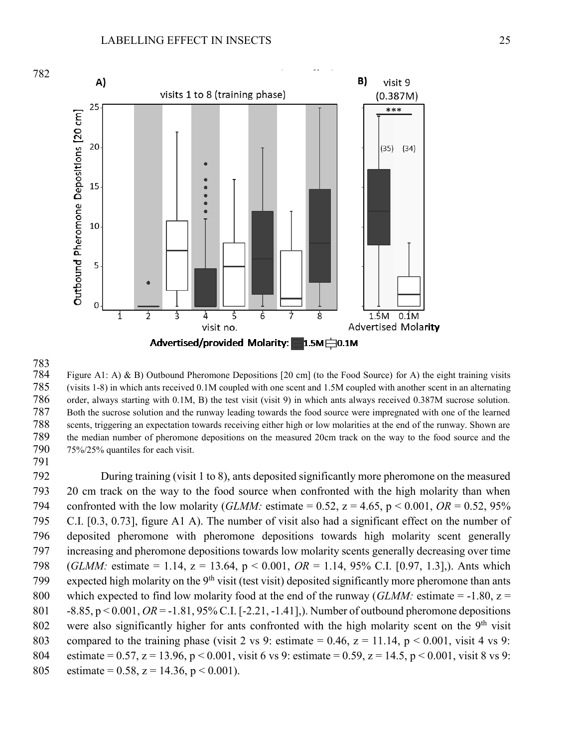Figure A1: A) & B) Outbound Pheromone Depositions [20 cm] (to the Food Source) for A) the eight training visits (visits 1-8) in which ants received 0.1M coupled with one scent and 1.5M coupled with another scent in an alternating order, always starting with 0.1M, B) the test visit (visit 9) in which ants always received 0.387M sucrose solution. Both the sucrose solution and the runway leading towards the food source were impregnated with one of the learned scents, triggering an expectation towards receiving either high or low molarities at the end of the runway. Shown are the median number of pheromone depositions on the measured 20cm track on the way to the food source and the 75%/25% quantiles for each visit.

During training (visit 1 to 8), ants deposited significantly more pheromone on the measured 20 cm track on the way to the food source when confronted with the high molarity than when confronted with the low molarity (*GLMM:* estimate = 0.52, z = 4.65, $p < 0.001$, *OR* = 0.52, 95% C.I. [0.3, 0.73], figure A1 A). The number of visit also had a significant effect on the number of deposited pheromone with pheromone depositions towards high molarity scent generally increasing and pheromone depositions towards low molarity scents generally decreasing over time (*GLMM:* estimate = 1.14, z = 13.64, $p < 0.001$, *OR* = 1.14, 95% C.I. [0.97, 1.3],). Ants which expected high molarity on the 9th visit (test visit) deposited significantly more pheromone than ants which expected to find low molarity food at the end of the runway (*GLMM:* estimate = -1.80, z = -8.85, $p < 0.001$, *OR* = -1.81, 95% C.I. [-2.21, -1.41],). Number of outbound pheromone depositions were also significantly higher for ants confronted with the high molarity scent on the 9th visit compared to the training phase (visit 2 vs 9: estimate = 0.46, z = 11.14, $p < 0.001$, visit 4 vs 9: estimate = 0.57, z = 13.96, $p < 0.001$, visit 6 vs 9: estimate = 0.59, z = 14.5, $p < 0.001$, visit 8 vs 9: estimate = 0.58, z = 14.36, $p < 0.001$).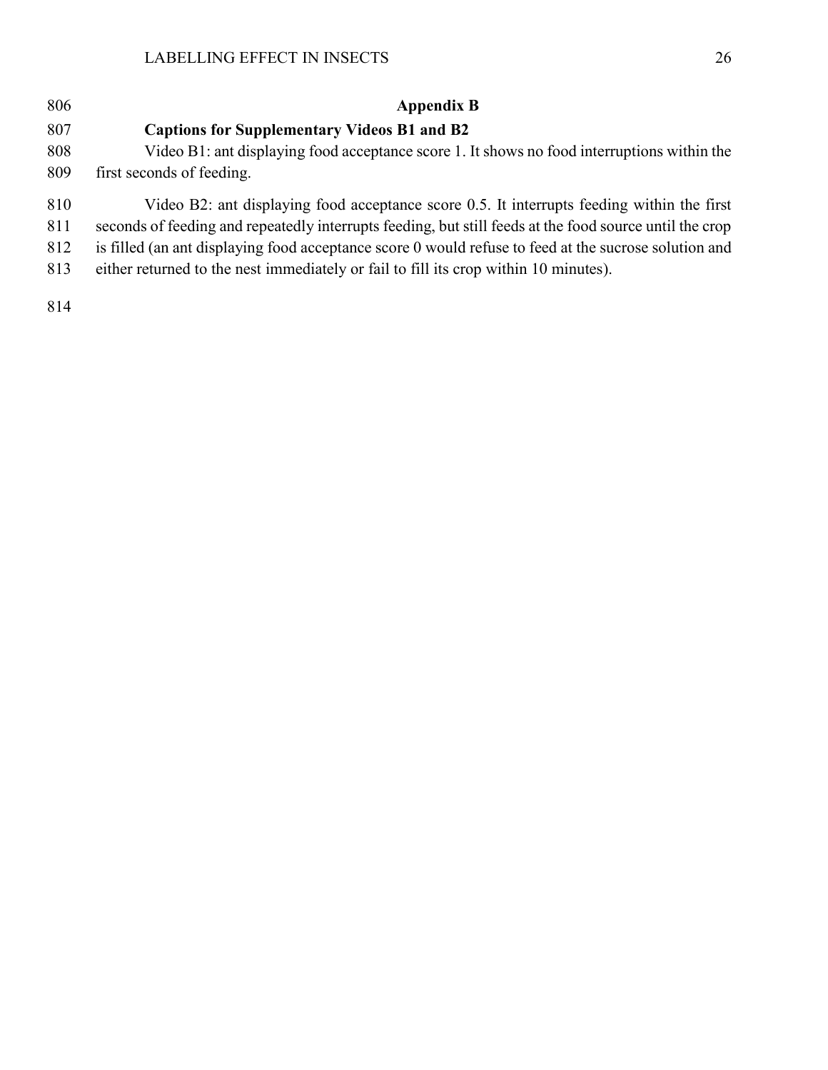# Appendix B

## Captions for Supplementary Videos B1 and B2

Video B1: ant displaying food acceptance score 1. It shows no food interruptions within the first seconds of feeding.

Video B2: ant displaying food acceptance score 0.5. It interrupts feeding within the first seconds of feeding and repeatedly interrupts feeding, but still feeds at the food source until the crop is filled (an ant displaying food acceptance score 0 would refuse to feed at the sucrose solution and either returned to the nest immediately or fail to fill its crop within 10 minutes).